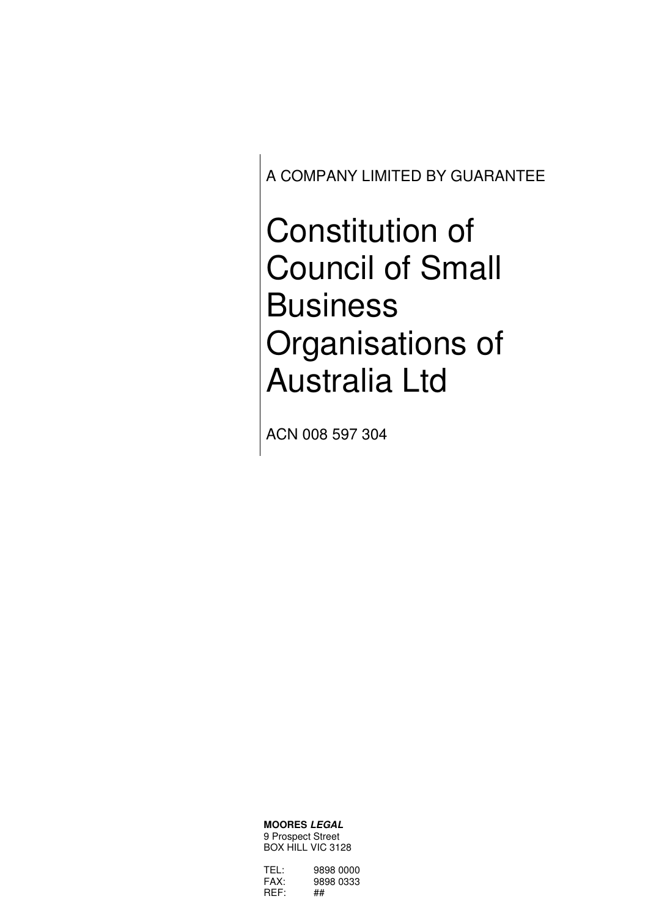A COMPANY LIMITED BY GUARANTEE

# Constitution of Council of Small Business Organisations of Australia Ltd

ACN 008 597 304

**MOORES *LEGAL***
9 Prospect Street
BOX HILL VIC 3128

TEL: 9898 0000
FAX: 9898 0333
REF: ##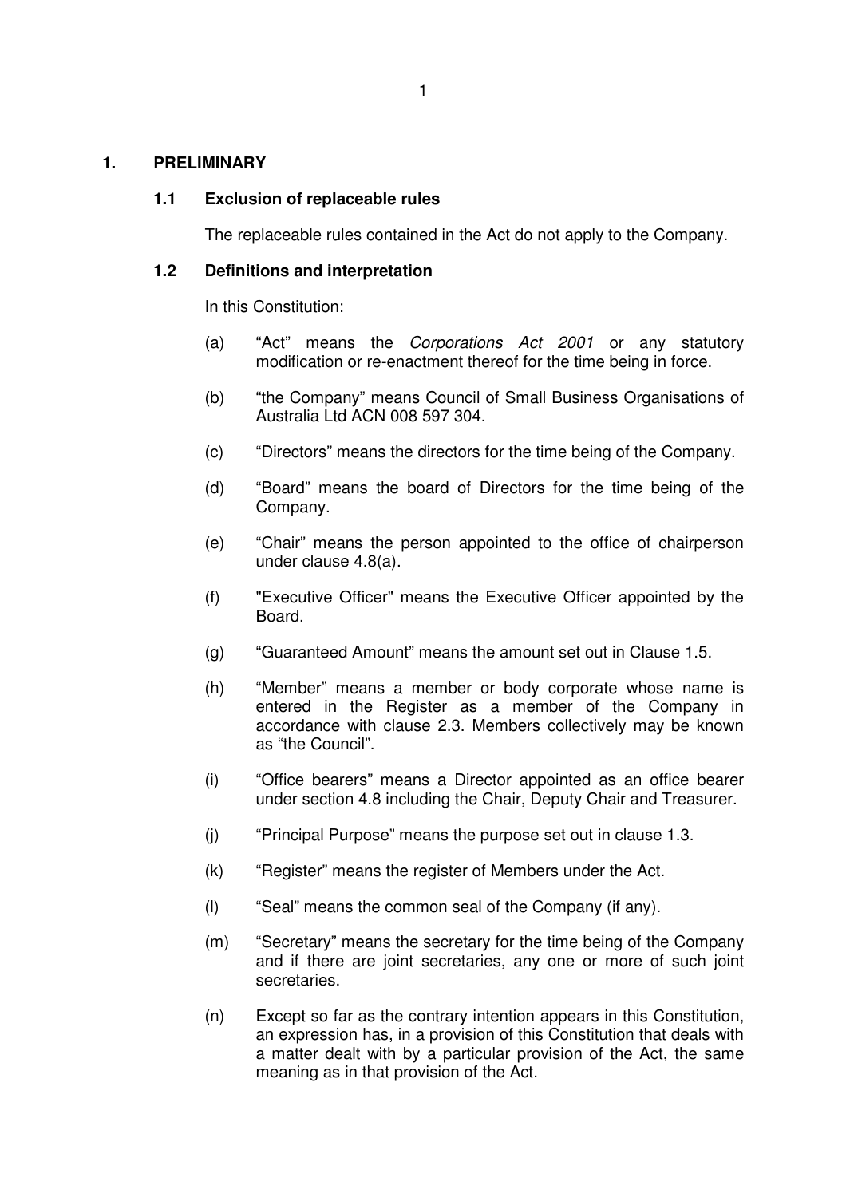# 1. PRELIMINARY

## 1.1 Exclusion of replaceable rules

The replaceable rules contained in the Act do not apply to the Company.

## 1.2 Definitions and interpretation

In this Constitution:

(a) “Act” means the *Corporations Act 2001* or any statutory modification or re-enactment thereof for the time being in force.

(b) “the Company” means Council of Small Business Organisations of Australia Ltd ACN 008 597 304.

(c) “Directors” means the directors for the time being of the Company.

(d) “Board” means the board of Directors for the time being of the Company.

(e) “Chair” means the person appointed to the office of chairperson under clause 4.8(a).

(f) "Executive Officer" means the Executive Officer appointed by the Board.

(g) “Guaranteed Amount” means the amount set out in Clause 1.5.

(h) “Member” means a member or body corporate whose name is entered in the Register as a member of the Company in accordance with clause 2.3. Members collectively may be known as “the Council”.

(i) “Office bearers” means a Director appointed as an office bearer under section 4.8 including the Chair, Deputy Chair and Treasurer.

(j) “Principal Purpose” means the purpose set out in clause 1.3.

(k) “Register” means the register of Members under the Act.

(l) “Seal” means the common seal of the Company (if any).

(m) “Secretary” means the secretary for the time being of the Company and if there are joint secretaries, any one or more of such joint secretaries.

(n) Except so far as the contrary intention appears in this Constitution, an expression has, in a provision of this Constitution that deals with a matter dealt with by a particular provision of the Act, the same meaning as in that provision of the Act.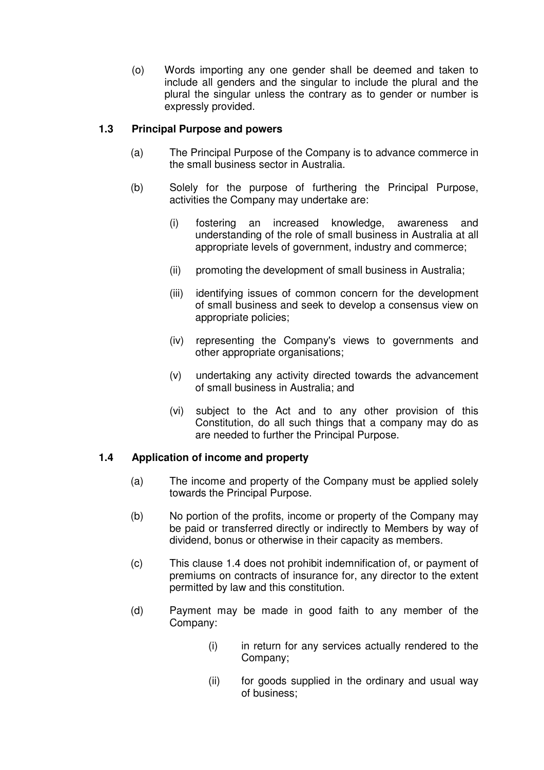(o) Words importing any one gender shall be deemed and taken to include all genders and the singular to include the plural and the plural the singular unless the contrary as to gender or number is expressly provided.

### 1.3 Principal Purpose and powers

(a) The Principal Purpose of the Company is to advance commerce in the small business sector in Australia.

(b) Solely for the purpose of furthering the Principal Purpose, activities the Company may undertake are:

(i) fostering an increased knowledge, awareness and understanding of the role of small business in Australia at all appropriate levels of government, industry and commerce;

(ii) promoting the development of small business in Australia;

(iii) identifying issues of common concern for the development of small business and seek to develop a consensus view on appropriate policies;

(iv) representing the Company's views to governments and other appropriate organisations;

(v) undertaking any activity directed towards the advancement of small business in Australia; and

(vi) subject to the Act and to any other provision of this Constitution, do all such things that a company may do as are needed to further the Principal Purpose.

### 1.4 Application of income and property

(a) The income and property of the Company must be applied solely towards the Principal Purpose.

(b) No portion of the profits, income or property of the Company may be paid or transferred directly or indirectly to Members by way of dividend, bonus or otherwise in their capacity as members.

(c) This clause 1.4 does not prohibit indemnification of, or payment of premiums on contracts of insurance for, any director to the extent permitted by law and this constitution.

(d) Payment may be made in good faith to any member of the Company:

(i) in return for any services actually rendered to the Company;

(ii) for goods supplied in the ordinary and usual way of business;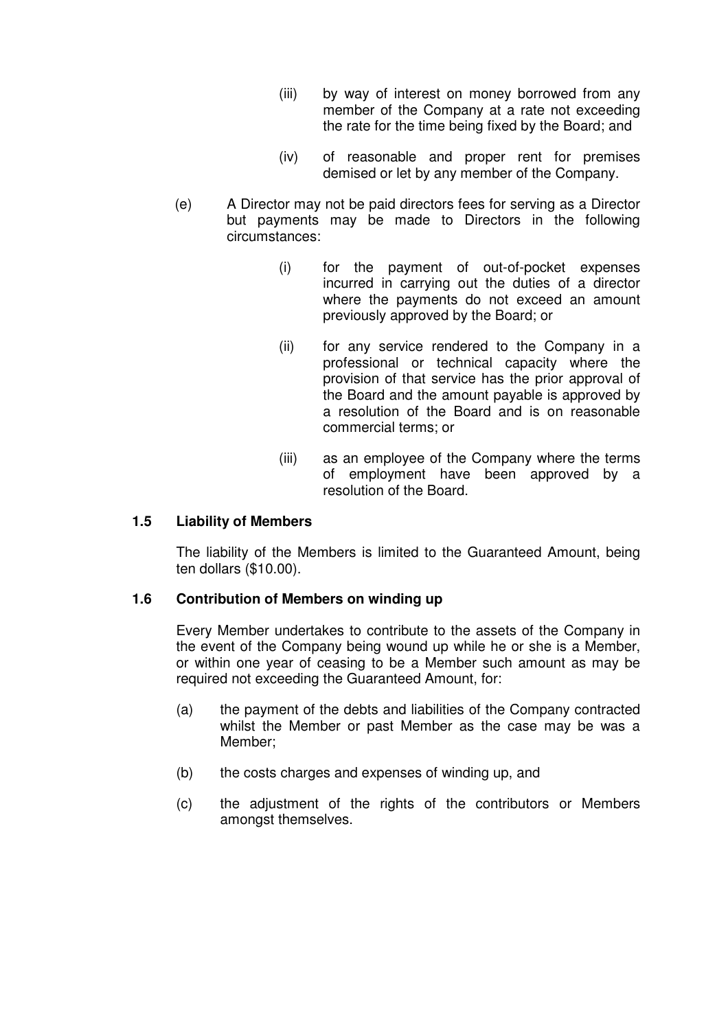(iii) by way of interest on money borrowed from any member of the Company at a rate not exceeding the rate for the time being fixed by the Board; and

    (iv) of reasonable and proper rent for premises demised or let by any member of the Company.

(e) A Director may not be paid directors fees for serving as a Director but payments may be made to Directors in the following circumstances:

    (i) for the payment of out-of-pocket expenses incurred in carrying out the duties of a director where the payments do not exceed an amount previously approved by the Board; or

    (ii) for any service rendered to the Company in a professional or technical capacity where the provision of that service has the prior approval of the Board and the amount payable is approved by a resolution of the Board and is on reasonable commercial terms; or

    (iii) as an employee of the Company where the terms of employment have been approved by a resolution of the Board.

### 1.5 Liability of Members

The liability of the Members is limited to the Guaranteed Amount, being ten dollars ($10.00).

### 1.6 Contribution of Members on winding up

Every Member undertakes to contribute to the assets of the Company in the event of the Company being wound up while he or she is a Member, or within one year of ceasing to be a Member such amount as may be required not exceeding the Guaranteed Amount, for:

(a) the payment of the debts and liabilities of the Company contracted whilst the Member or past Member as the case may be was a Member;

(b) the costs charges and expenses of winding up, and

(c) the adjustment of the rights of the contributors or Members amongst themselves.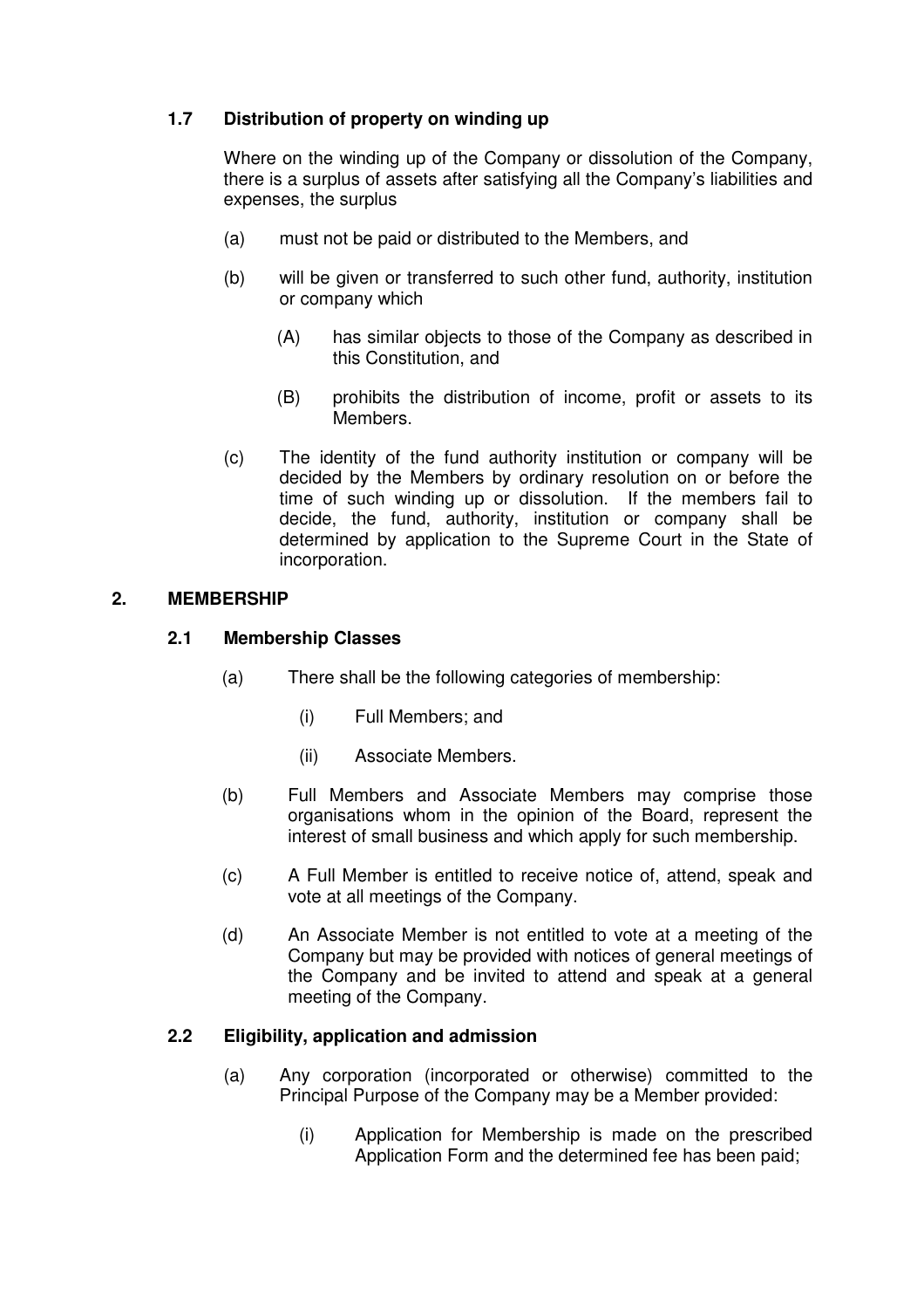### 1.7 Distribution of property on winding up

Where on the winding up of the Company or dissolution of the Company, there is a surplus of assets after satisfying all the Company's liabilities and expenses, the surplus

(a) must not be paid or distributed to the Members, and

(b) will be given or transferred to such other fund, authority, institution or company which

  (A) has similar objects to those of the Company as described in this Constitution, and

  (B) prohibits the distribution of income, profit or assets to its Members.

(c) The identity of the fund authority institution or company will be decided by the Members by ordinary resolution on or before the time of such winding up or dissolution. If the members fail to decide, the fund, authority, institution or company shall be determined by application to the Supreme Court in the State of incorporation.

## 2. MEMBERSHIP

### 2.1 Membership Classes

(a) There shall be the following categories of membership:

  (i) Full Members; and

  (ii) Associate Members.

(b) Full Members and Associate Members may comprise those organisations whom in the opinion of the Board, represent the interest of small business and which apply for such membership.

(c) A Full Member is entitled to receive notice of, attend, speak and vote at all meetings of the Company.

(d) An Associate Member is not entitled to vote at a meeting of the Company but may be provided with notices of general meetings of the Company and be invited to attend and speak at a general meeting of the Company.

### 2.2 Eligibility, application and admission

(a) Any corporation (incorporated or otherwise) committed to the Principal Purpose of the Company may be a Member provided:

  (i) Application for Membership is made on the prescribed Application Form and the determined fee has been paid;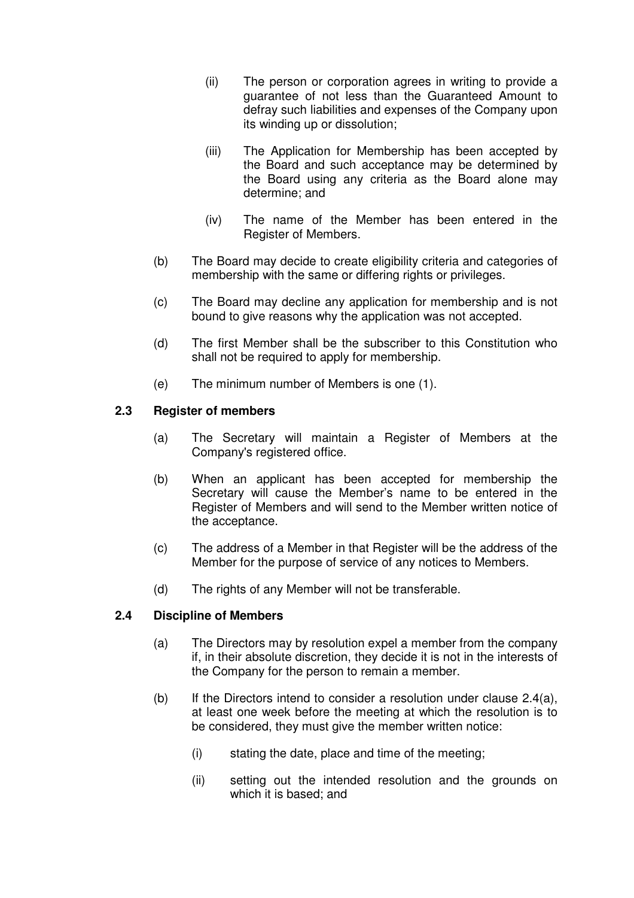(ii) The person or corporation agrees in writing to provide a guarantee of not less than the Guaranteed Amount to defray such liabilities and expenses of the Company upon its winding up or dissolution;

(iii) The Application for Membership has been accepted by the Board and such acceptance may be determined by the Board using any criteria as the Board alone may determine; and

(iv) The name of the Member has been entered in the Register of Members.

(b) The Board may decide to create eligibility criteria and categories of membership with the same or differing rights or privileges.

(c) The Board may decline any application for membership and is not bound to give reasons why the application was not accepted.

(d) The first Member shall be the subscriber to this Constitution who shall not be required to apply for membership.

(e) The minimum number of Members is one (1).

### 2.3 Register of members

(a) The Secretary will maintain a Register of Members at the Company's registered office.

(b) When an applicant has been accepted for membership the Secretary will cause the Member's name to be entered in the Register of Members and will send to the Member written notice of the acceptance.

(c) The address of a Member in that Register will be the address of the Member for the purpose of service of any notices to Members.

(d) The rights of any Member will not be transferable.

### 2.4 Discipline of Members

(a) The Directors may by resolution expel a member from the company if, in their absolute discretion, they decide it is not in the interests of the Company for the person to remain a member.

(b) If the Directors intend to consider a resolution under clause 2.4(a), at least one week before the meeting at which the resolution is to be considered, they must give the member written notice:

(i) stating the date, place and time of the meeting;

(ii) setting out the intended resolution and the grounds on which it is based; and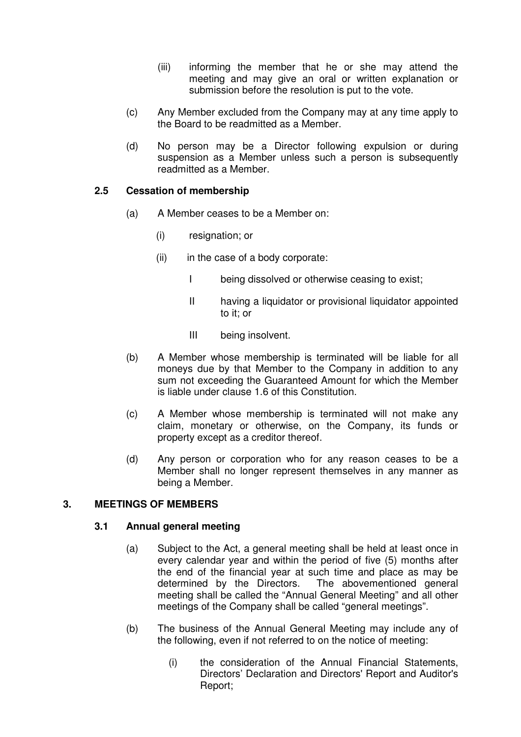(iii) informing the member that he or she may attend the meeting and may give an oral or written explanation or submission before the resolution is put to the vote.

(c) Any Member excluded from the Company may at any time apply to the Board to be readmitted as a Member.

(d) No person may be a Director following expulsion or during suspension as a Member unless such a person is subsequently readmitted as a Member.

### 2.5 Cessation of membership

(a) A Member ceases to be a Member on:

(i) resignation; or

(ii) in the case of a body corporate:

I being dissolved or otherwise ceasing to exist;

II having a liquidator or provisional liquidator appointed to it; or

III being insolvent.

(b) A Member whose membership is terminated will be liable for all moneys due by that Member to the Company in addition to any sum not exceeding the Guaranteed Amount for which the Member is liable under clause 1.6 of this Constitution.

(c) A Member whose membership is terminated will not make any claim, monetary or otherwise, on the Company, its funds or property except as a creditor thereof.

(d) Any person or corporation who for any reason ceases to be a Member shall no longer represent themselves in any manner as being a Member.

## 3. MEETINGS OF MEMBERS

### 3.1 Annual general meeting

(a) Subject to the Act, a general meeting shall be held at least once in every calendar year and within the period of five (5) months after the end of the financial year at such time and place as may be determined by the Directors. The abovementioned general meeting shall be called the "Annual General Meeting" and all other meetings of the Company shall be called "general meetings".

(b) The business of the Annual General Meeting may include any of the following, even if not referred to on the notice of meeting:

(i) the consideration of the Annual Financial Statements, Directors' Declaration and Directors' Report and Auditor's Report;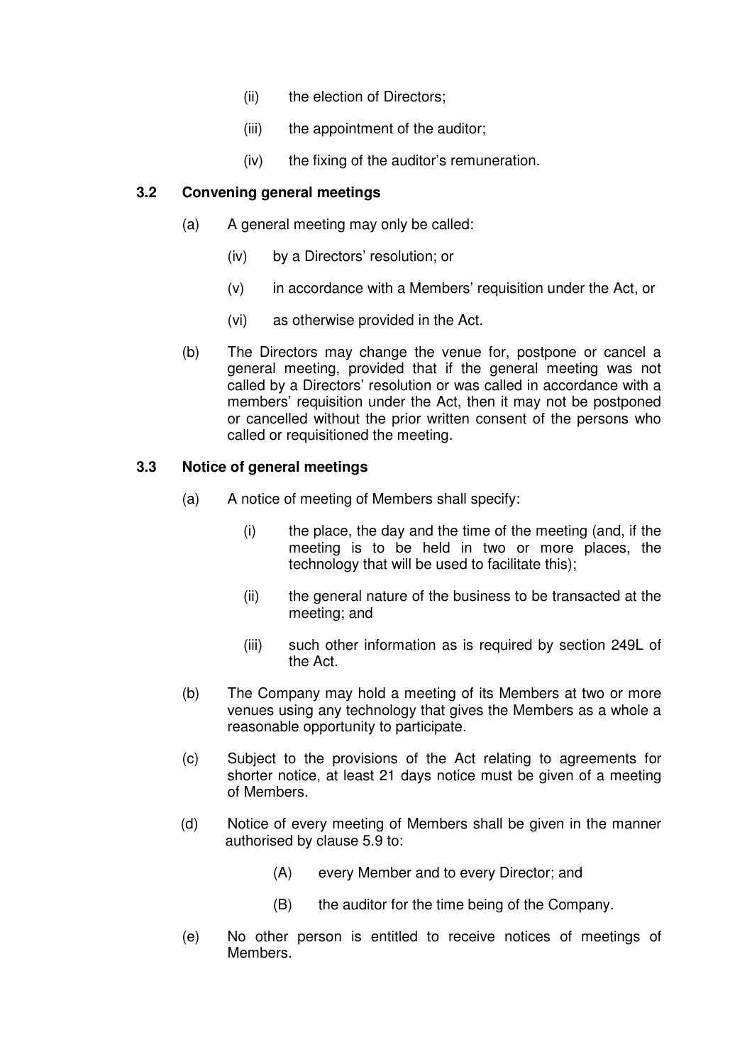(ii) the election of Directors;

(iii) the appointment of the auditor;

(iv) the fixing of the auditor's remuneration.

### 3.2 Convening general meetings

(a) A general meeting may only be called:

(iv) by a Directors' resolution; or

(v) in accordance with a Members' requisition under the Act, or

(vi) as otherwise provided in the Act.

(b) The Directors may change the venue for, postpone or cancel a general meeting, provided that if the general meeting was not called by a Directors' resolution or was called in accordance with a members' requisition under the Act, then it may not be postponed or cancelled without the prior written consent of the persons who called or requisitioned the meeting.

### 3.3 Notice of general meetings

(a) A notice of meeting of Members shall specify:

(i) the place, the day and the time of the meeting (and, if the meeting is to be held in two or more places, the technology that will be used to facilitate this);

(ii) the general nature of the business to be transacted at the meeting; and

(iii) such other information as is required by section 249L of the Act.

(b) The Company may hold a meeting of its Members at two or more venues using any technology that gives the Members as a whole a reasonable opportunity to participate.

(c) Subject to the provisions of the Act relating to agreements for shorter notice, at least 21 days notice must be given of a meeting of Members.

(d) Notice of every meeting of Members shall be given in the manner authorised by clause 5.9 to:

(A) every Member and to every Director; and

(B) the auditor for the time being of the Company.

(e) No other person is entitled to receive notices of meetings of Members.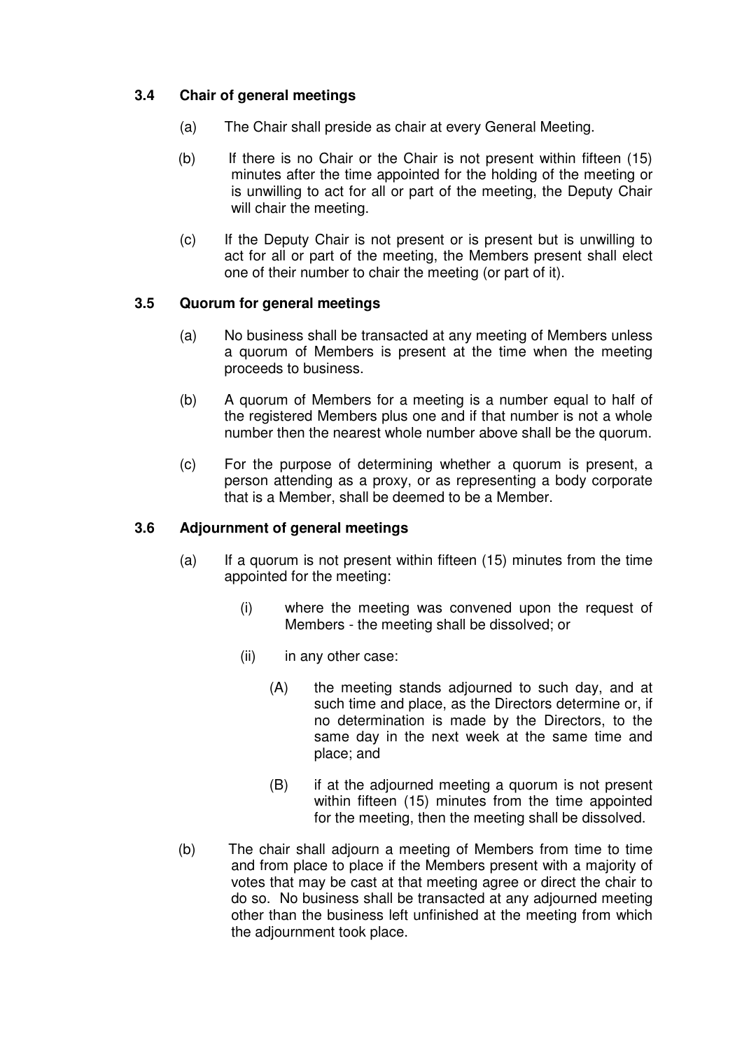### 3.4 Chair of general meetings

(a) The Chair shall preside as chair at every General Meeting.

(b) If there is no Chair or the Chair is not present within fifteen (15) minutes after the time appointed for the holding of the meeting or is unwilling to act for all or part of the meeting, the Deputy Chair will chair the meeting.

(c) If the Deputy Chair is not present or is present but is unwilling to act for all or part of the meeting, the Members present shall elect one of their number to chair the meeting (or part of it).

### 3.5 Quorum for general meetings

(a) No business shall be transacted at any meeting of Members unless a quorum of Members is present at the time when the meeting proceeds to business.

(b) A quorum of Members for a meeting is a number equal to half of the registered Members plus one and if that number is not a whole number then the nearest whole number above shall be the quorum.

(c) For the purpose of determining whether a quorum is present, a person attending as a proxy, or as representing a body corporate that is a Member, shall be deemed to be a Member.

### 3.6 Adjournment of general meetings

(a) If a quorum is not present within fifteen (15) minutes from the time appointed for the meeting:

  (i) where the meeting was convened upon the request of Members - the meeting shall be dissolved; or

  (ii) in any other case:

    (A) the meeting stands adjourned to such day, and at such time and place, as the Directors determine or, if no determination is made by the Directors, to the same day in the next week at the same time and place; and

    (B) if at the adjourned meeting a quorum is not present within fifteen (15) minutes from the time appointed for the meeting, then the meeting shall be dissolved.

(b) The chair shall adjourn a meeting of Members from time to time and from place to place if the Members present with a majority of votes that may be cast at that meeting agree or direct the chair to do so. No business shall be transacted at any adjourned meeting other than the business left unfinished at the meeting from which the adjournment took place.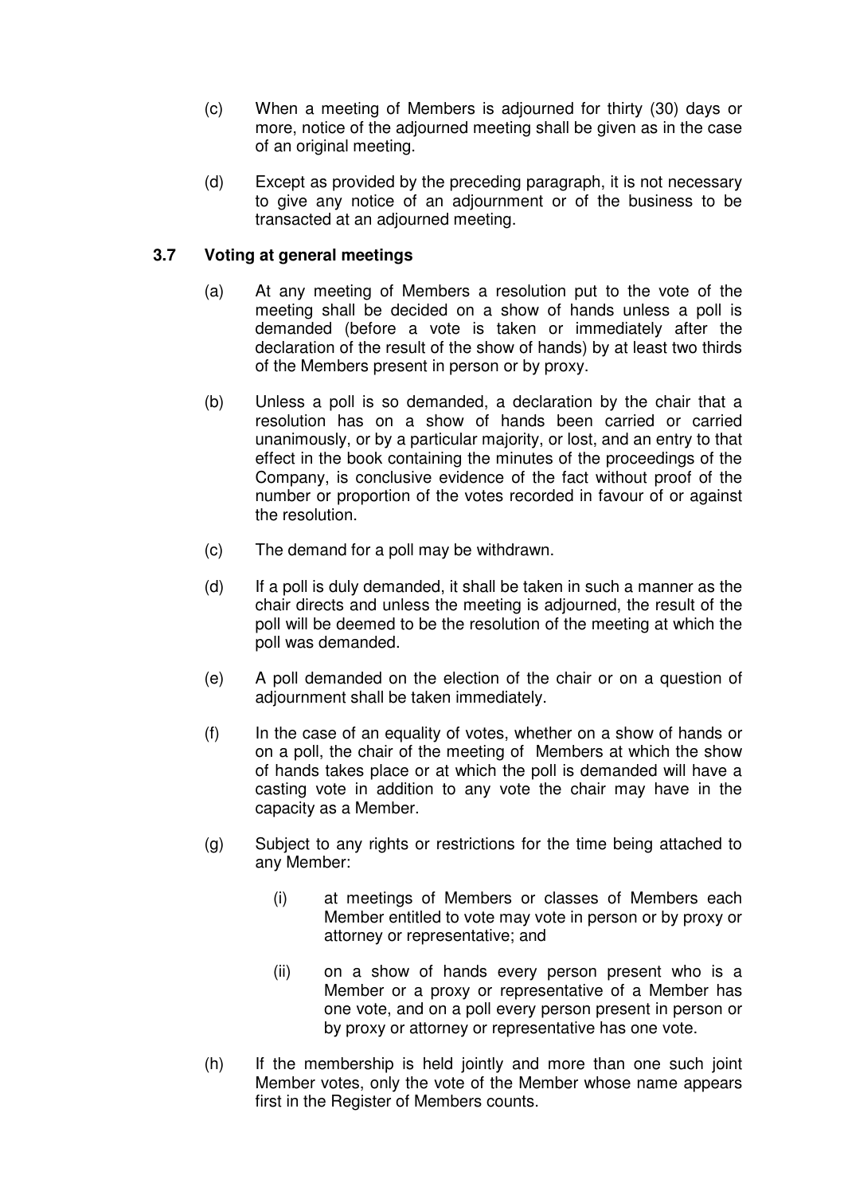(c) When a meeting of Members is adjourned for thirty (30) days or more, notice of the adjourned meeting shall be given as in the case of an original meeting.

(d) Except as provided by the preceding paragraph, it is not necessary to give any notice of an adjournment or of the business to be transacted at an adjourned meeting.

### 3.7 Voting at general meetings

(a) At any meeting of Members a resolution put to the vote of the meeting shall be decided on a show of hands unless a poll is demanded (before a vote is taken or immediately after the declaration of the result of the show of hands) by at least two thirds of the Members present in person or by proxy.

(b) Unless a poll is so demanded, a declaration by the chair that a resolution has on a show of hands been carried or carried unanimously, or by a particular majority, or lost, and an entry to that effect in the book containing the minutes of the proceedings of the Company, is conclusive evidence of the fact without proof of the number or proportion of the votes recorded in favour of or against the resolution.

(c) The demand for a poll may be withdrawn.

(d) If a poll is duly demanded, it shall be taken in such a manner as the chair directs and unless the meeting is adjourned, the result of the poll will be deemed to be the resolution of the meeting at which the poll was demanded.

(e) A poll demanded on the election of the chair or on a question of adjournment shall be taken immediately.

(f) In the case of an equality of votes, whether on a show of hands or on a poll, the chair of the meeting of Members at which the show of hands takes place or at which the poll is demanded will have a casting vote in addition to any vote the chair may have in the capacity as a Member.

(g) Subject to any rights or restrictions for the time being attached to any Member:

  (i) at meetings of Members or classes of Members each Member entitled to vote may vote in person or by proxy or attorney or representative; and

  (ii) on a show of hands every person present who is a Member or a proxy or representative of a Member has one vote, and on a poll every person present in person or by proxy or attorney or representative has one vote.

(h) If the membership is held jointly and more than one such joint Member votes, only the vote of the Member whose name appears first in the Register of Members counts.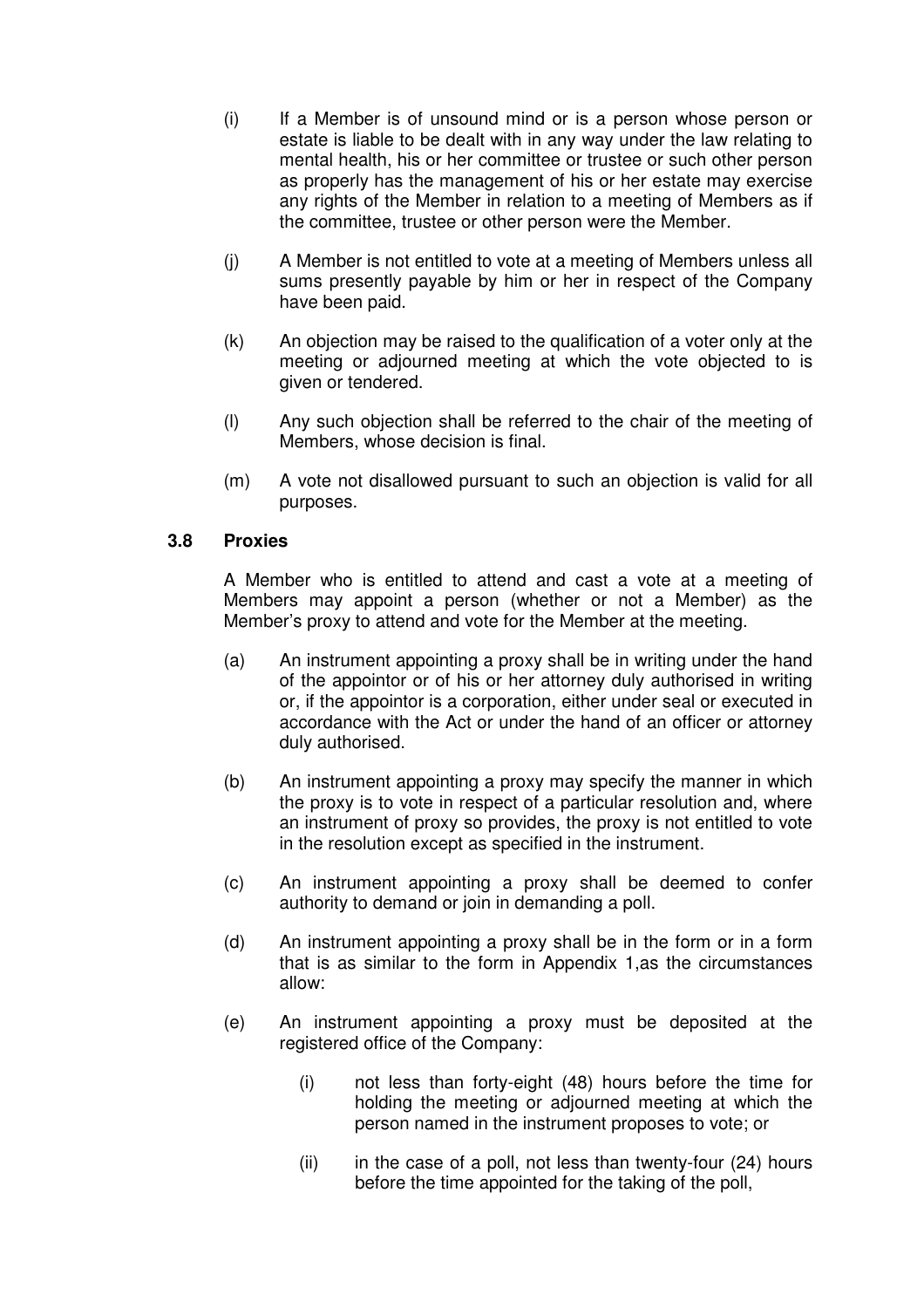(i) If a Member is of unsound mind or is a person whose person or estate is liable to be dealt with in any way under the law relating to mental health, his or her committee or trustee or such other person as properly has the management of his or her estate may exercise any rights of the Member in relation to a meeting of Members as if the committee, trustee or other person were the Member.

(j) A Member is not entitled to vote at a meeting of Members unless all sums presently payable by him or her in respect of the Company have been paid.

(k) An objection may be raised to the qualification of a voter only at the meeting or adjourned meeting at which the vote objected to is given or tendered.

(l) Any such objection shall be referred to the chair of the meeting of Members, whose decision is final.

(m) A vote not disallowed pursuant to such an objection is valid for all purposes.

### 3.8 Proxies

A Member who is entitled to attend and cast a vote at a meeting of Members may appoint a person (whether or not a Member) as the Member's proxy to attend and vote for the Member at the meeting.

(a) An instrument appointing a proxy shall be in writing under the hand of the appointor or of his or her attorney duly authorised in writing or, if the appointor is a corporation, either under seal or executed in accordance with the Act or under the hand of an officer or attorney duly authorised.

(b) An instrument appointing a proxy may specify the manner in which the proxy is to vote in respect of a particular resolution and, where an instrument of proxy so provides, the proxy is not entitled to vote in the resolution except as specified in the instrument.

(c) An instrument appointing a proxy shall be deemed to confer authority to demand or join in demanding a poll.

(d) An instrument appointing a proxy shall be in the form or in a form that is as similar to the form in Appendix 1,as the circumstances allow:

(e) An instrument appointing a proxy must be deposited at the registered office of the Company:

  (i) not less than forty-eight (48) hours before the time for holding the meeting or adjourned meeting at which the person named in the instrument proposes to vote; or

  (ii) in the case of a poll, not less than twenty-four (24) hours before the time appointed for the taking of the poll,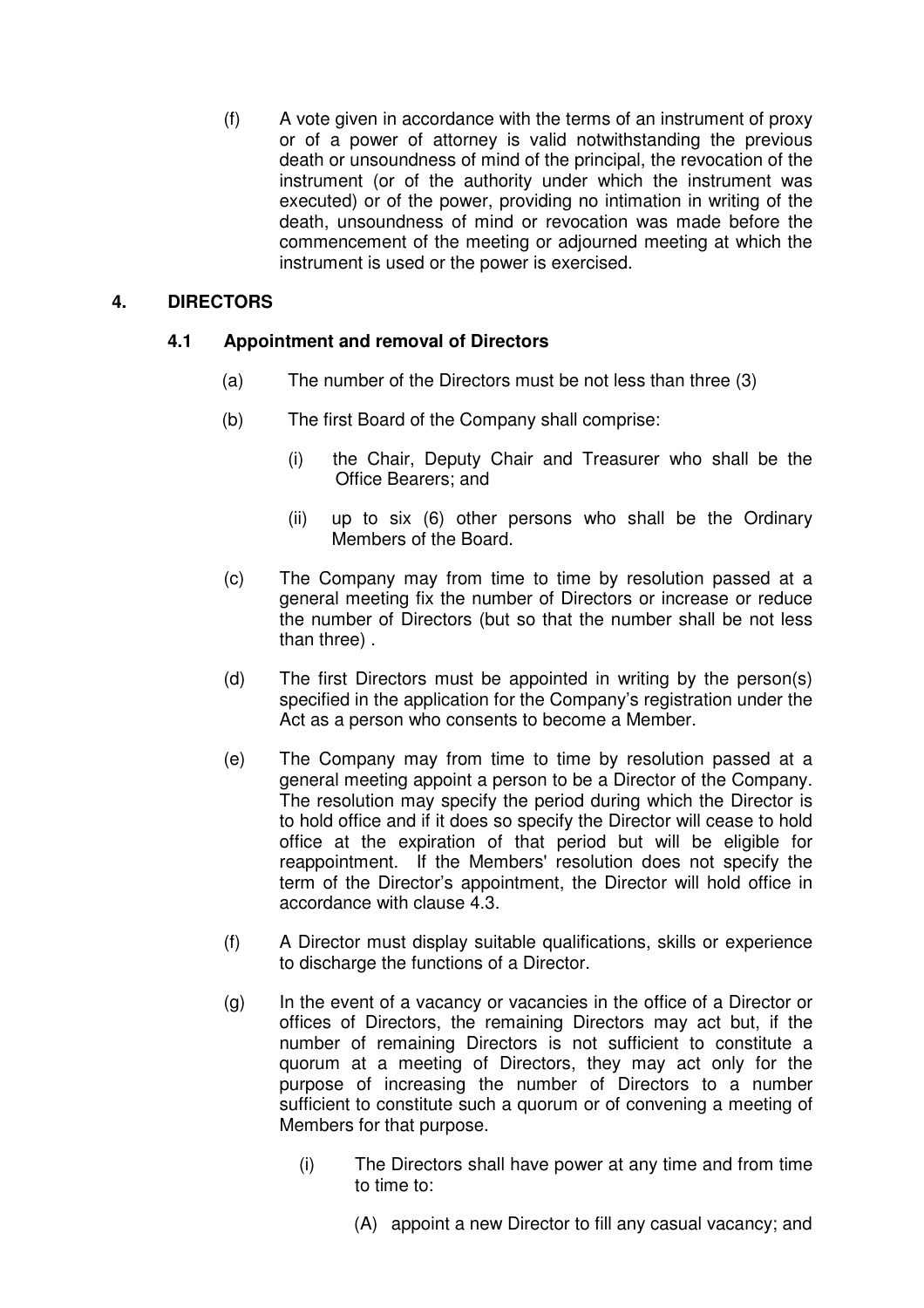(f) A vote given in accordance with the terms of an instrument of proxy or of a power of attorney is valid notwithstanding the previous death or unsoundness of mind of the principal, the revocation of the instrument (or of the authority under which the instrument was executed) or of the power, providing no intimation in writing of the death, unsoundness of mind or revocation was made before the commencement of the meeting or adjourned meeting at which the instrument is used or the power is exercised.

## 4. DIRECTORS

### 4.1 Appointment and removal of Directors

(a) The number of the Directors must be not less than three (3)

(b) The first Board of the Company shall comprise:

(i) the Chair, Deputy Chair and Treasurer who shall be the Office Bearers; and

(ii) up to six (6) other persons who shall be the Ordinary Members of the Board.

(c) The Company may from time to time by resolution passed at a general meeting fix the number of Directors or increase or reduce the number of Directors (but so that the number shall be not less than three) .

(d) The first Directors must be appointed in writing by the person(s) specified in the application for the Company's registration under the Act as a person who consents to become a Member.

(e) The Company may from time to time by resolution passed at a general meeting appoint a person to be a Director of the Company. The resolution may specify the period during which the Director is to hold office and if it does so specify the Director will cease to hold office at the expiration of that period but will be eligible for reappointment. If the Members' resolution does not specify the term of the Director's appointment, the Director will hold office in accordance with clause 4.3.

(f) A Director must display suitable qualifications, skills or experience to discharge the functions of a Director.

(g) In the event of a vacancy or vacancies in the office of a Director or offices of Directors, the remaining Directors may act but, if the number of remaining Directors is not sufficient to constitute a quorum at a meeting of Directors, they may act only for the purpose of increasing the number of Directors to a number sufficient to constitute such a quorum or of convening a meeting of Members for that purpose.

(i) The Directors shall have power at any time and from time to time to:

(A) appoint a new Director to fill any casual vacancy; and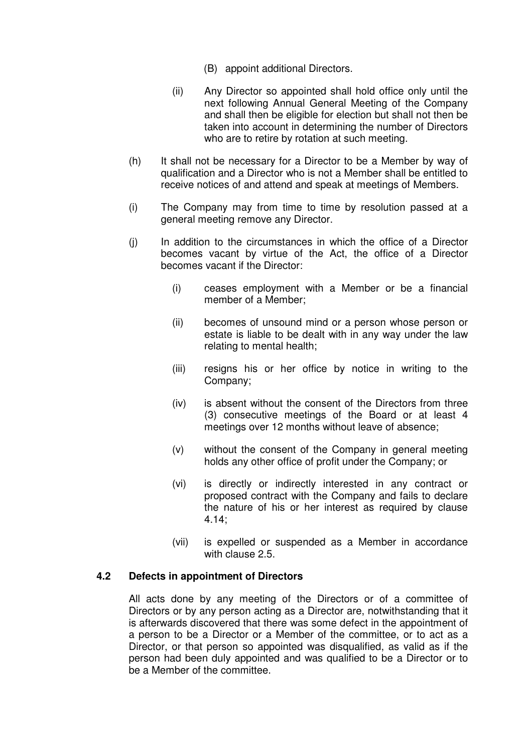(B) appoint additional Directors.

(ii) Any Director so appointed shall hold office only until the next following Annual General Meeting of the Company and shall then be eligible for election but shall not then be taken into account in determining the number of Directors who are to retire by rotation at such meeting.

(h) It shall not be necessary for a Director to be a Member by way of qualification and a Director who is not a Member shall be entitled to receive notices of and attend and speak at meetings of Members.

(i) The Company may from time to time by resolution passed at a general meeting remove any Director.

(j) In addition to the circumstances in which the office of a Director becomes vacant by virtue of the Act, the office of a Director becomes vacant if the Director:

(i) ceases employment with a Member or be a financial member of a Member;

(ii) becomes of unsound mind or a person whose person or estate is liable to be dealt with in any way under the law relating to mental health;

(iii) resigns his or her office by notice in writing to the Company;

(iv) is absent without the consent of the Directors from three (3) consecutive meetings of the Board or at least 4 meetings over 12 months without leave of absence;

(v) without the consent of the Company in general meeting holds any other office of profit under the Company; or

(vi) is directly or indirectly interested in any contract or proposed contract with the Company and fails to declare the nature of his or her interest as required by clause 4.14;

(vii) is expelled or suspended as a Member in accordance with clause 2.5.

### 4.2 Defects in appointment of Directors

All acts done by any meeting of the Directors or of a committee of Directors or by any person acting as a Director are, notwithstanding that it is afterwards discovered that there was some defect in the appointment of a person to be a Director or a Member of the committee, or to act as a Director, or that person so appointed was disqualified, as valid as if the person had been duly appointed and was qualified to be a Director or to be a Member of the committee.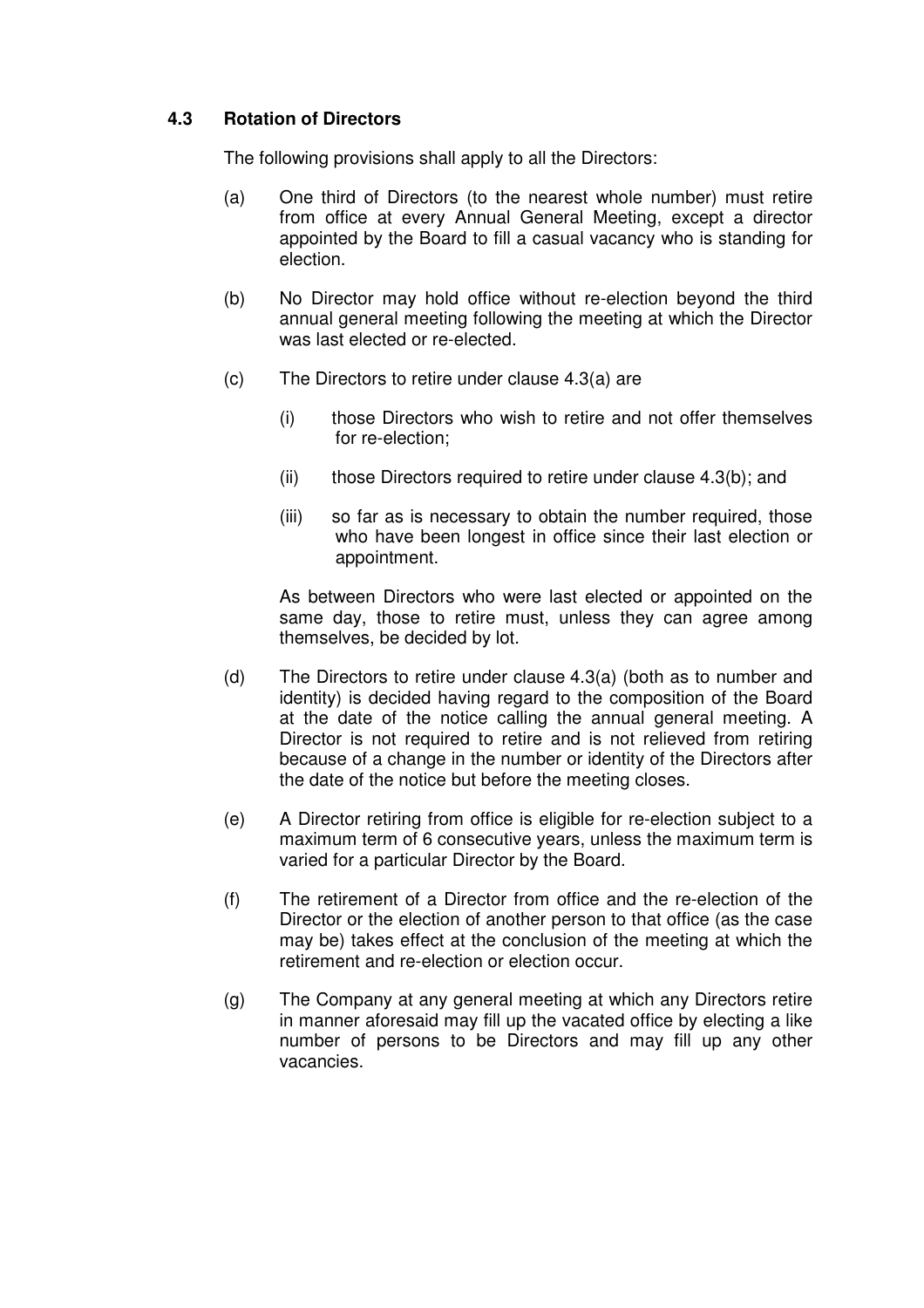### 4.3 Rotation of Directors

The following provisions shall apply to all the Directors:

(a) One third of Directors (to the nearest whole number) must retire from office at every Annual General Meeting, except a director appointed by the Board to fill a casual vacancy who is standing for election.

(b) No Director may hold office without re-election beyond the third annual general meeting following the meeting at which the Director was last elected or re-elected.

(c) The Directors to retire under clause 4.3(a) are

   (i) those Directors who wish to retire and not offer themselves for re-election;

   (ii) those Directors required to retire under clause 4.3(b); and

   (iii) so far as is necessary to obtain the number required, those who have been longest in office since their last election or appointment.

   As between Directors who were last elected or appointed on the same day, those to retire must, unless they can agree among themselves, be decided by lot.

(d) The Directors to retire under clause 4.3(a) (both as to number and identity) is decided having regard to the composition of the Board at the date of the notice calling the annual general meeting. A Director is not required to retire and is not relieved from retiring because of a change in the number or identity of the Directors after the date of the notice but before the meeting closes.

(e) A Director retiring from office is eligible for re-election subject to a maximum term of 6 consecutive years, unless the maximum term is varied for a particular Director by the Board.

(f) The retirement of a Director from office and the re-election of the Director or the election of another person to that office (as the case may be) takes effect at the conclusion of the meeting at which the retirement and re-election or election occur.

(g) The Company at any general meeting at which any Directors retire in manner aforesaid may fill up the vacated office by electing a like number of persons to be Directors and may fill up any other vacancies.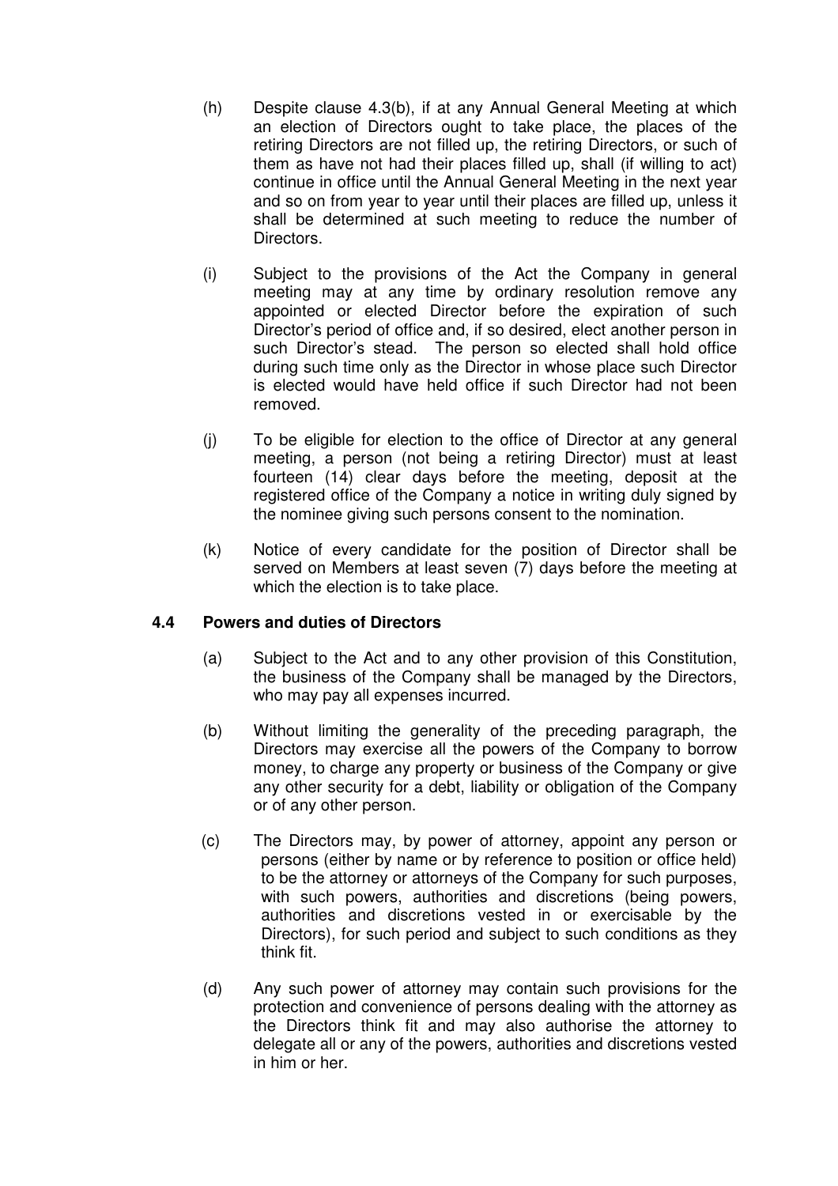(h) Despite clause 4.3(b), if at any Annual General Meeting at which an election of Directors ought to take place, the places of the retiring Directors are not filled up, the retiring Directors, or such of them as have not had their places filled up, shall (if willing to act) continue in office until the Annual General Meeting in the next year and so on from year to year until their places are filled up, unless it shall be determined at such meeting to reduce the number of Directors.

(i) Subject to the provisions of the Act the Company in general meeting may at any time by ordinary resolution remove any appointed or elected Director before the expiration of such Director's period of office and, if so desired, elect another person in such Director's stead. The person so elected shall hold office during such time only as the Director in whose place such Director is elected would have held office if such Director had not been removed.

(j) To be eligible for election to the office of Director at any general meeting, a person (not being a retiring Director) must at least fourteen (14) clear days before the meeting, deposit at the registered office of the Company a notice in writing duly signed by the nominee giving such persons consent to the nomination.

(k) Notice of every candidate for the position of Director shall be served on Members at least seven (7) days before the meeting at which the election is to take place.

### 4.4 Powers and duties of Directors

(a) Subject to the Act and to any other provision of this Constitution, the business of the Company shall be managed by the Directors, who may pay all expenses incurred.

(b) Without limiting the generality of the preceding paragraph, the Directors may exercise all the powers of the Company to borrow money, to charge any property or business of the Company or give any other security for a debt, liability or obligation of the Company or of any other person.

(c) The Directors may, by power of attorney, appoint any person or persons (either by name or by reference to position or office held) to be the attorney or attorneys of the Company for such purposes, with such powers, authorities and discretions (being powers, authorities and discretions vested in or exercisable by the Directors), for such period and subject to such conditions as they think fit.

(d) Any such power of attorney may contain such provisions for the protection and convenience of persons dealing with the attorney as the Directors think fit and may also authorise the attorney to delegate all or any of the powers, authorities and discretions vested in him or her.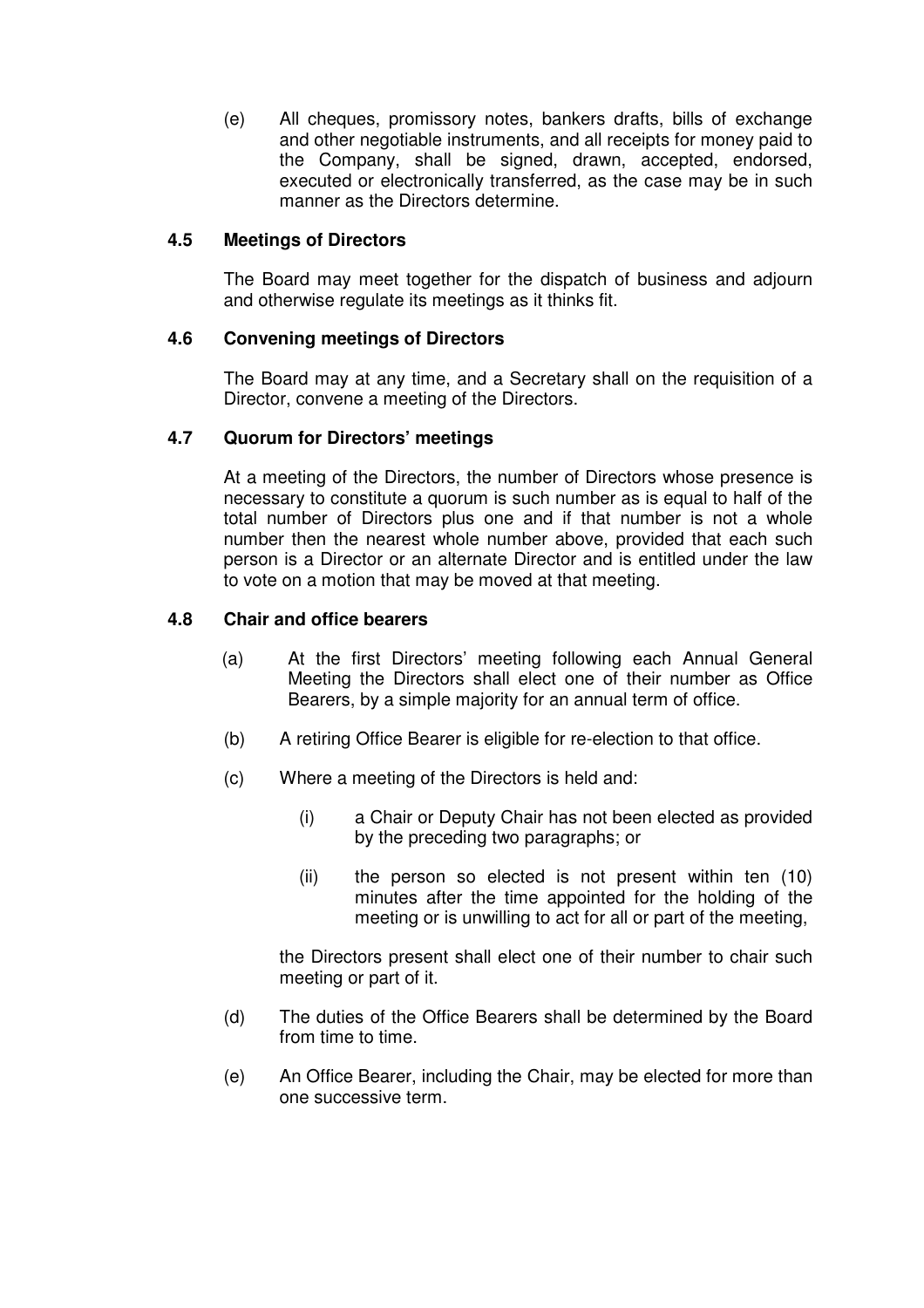(e) All cheques, promissory notes, bankers drafts, bills of exchange and other negotiable instruments, and all receipts for money paid to the Company, shall be signed, drawn, accepted, endorsed, executed or electronically transferred, as the case may be in such manner as the Directors determine.

### 4.5 Meetings of Directors

The Board may meet together for the dispatch of business and adjourn and otherwise regulate its meetings as it thinks fit.

### 4.6 Convening meetings of Directors

The Board may at any time, and a Secretary shall on the requisition of a Director, convene a meeting of the Directors.

### 4.7 Quorum for Directors' meetings

At a meeting of the Directors, the number of Directors whose presence is necessary to constitute a quorum is such number as is equal to half of the total number of Directors plus one and if that number is not a whole number then the nearest whole number above, provided that each such person is a Director or an alternate Director and is entitled under the law to vote on a motion that may be moved at that meeting.

### 4.8 Chair and office bearers

(a) At the first Directors' meeting following each Annual General Meeting the Directors shall elect one of their number as Office Bearers, by a simple majority for an annual term of office.

(b) A retiring Office Bearer is eligible for re-election to that office.

(c) Where a meeting of the Directors is held and:

  (i) a Chair or Deputy Chair has not been elected as provided by the preceding two paragraphs; or

  (ii) the person so elected is not present within ten (10) minutes after the time appointed for the holding of the meeting or is unwilling to act for all or part of the meeting,

  the Directors present shall elect one of their number to chair such meeting or part of it.

(d) The duties of the Office Bearers shall be determined by the Board from time to time.

(e) An Office Bearer, including the Chair, may be elected for more than one successive term.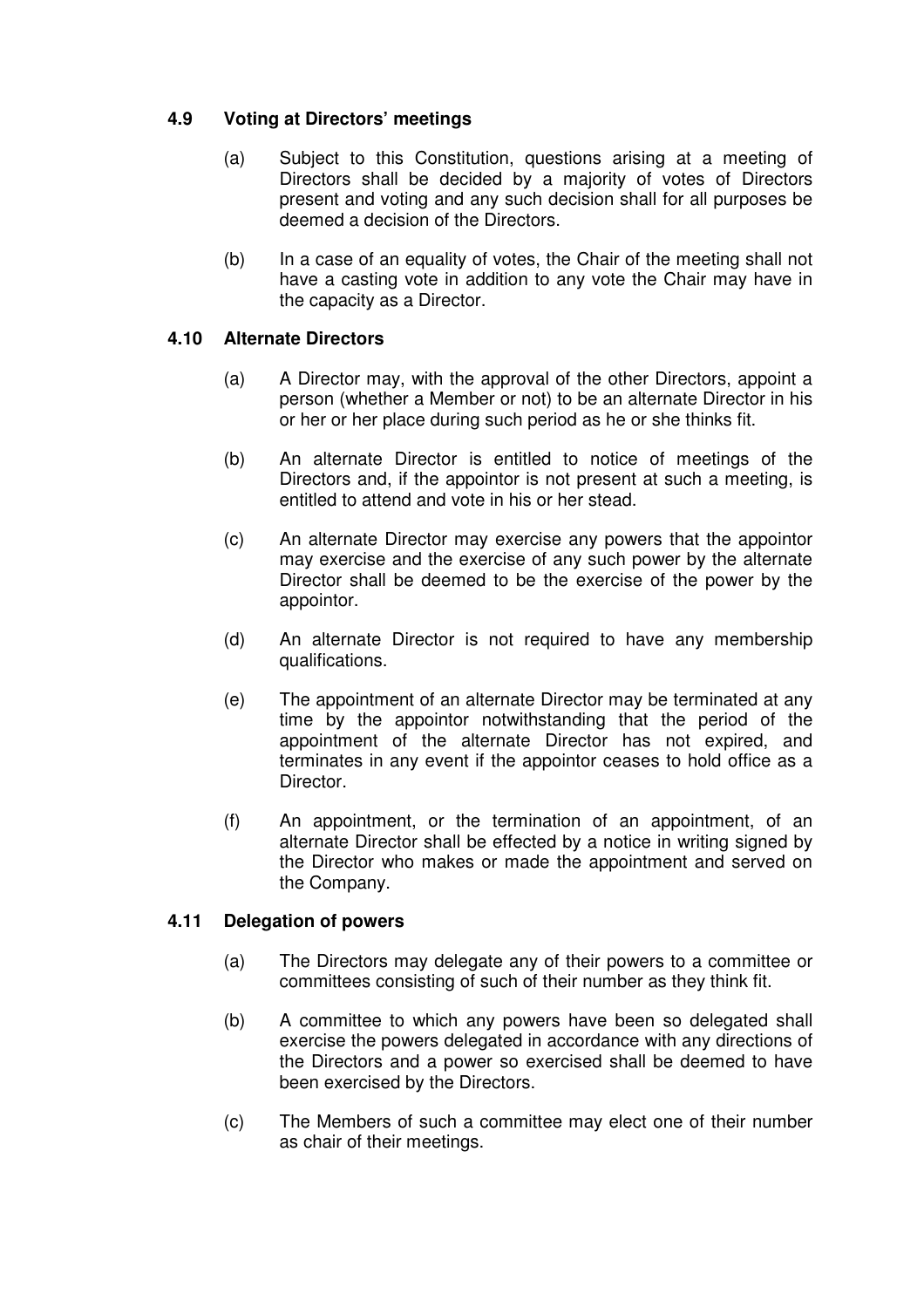### 4.9 Voting at Directors' meetings

(a) Subject to this Constitution, questions arising at a meeting of Directors shall be decided by a majority of votes of Directors present and voting and any such decision shall for all purposes be deemed a decision of the Directors.

(b) In a case of an equality of votes, the Chair of the meeting shall not have a casting vote in addition to any vote the Chair may have in the capacity as a Director.

### 4.10 Alternate Directors

(a) A Director may, with the approval of the other Directors, appoint a person (whether a Member or not) to be an alternate Director in his or her or her place during such period as he or she thinks fit.

(b) An alternate Director is entitled to notice of meetings of the Directors and, if the appointor is not present at such a meeting, is entitled to attend and vote in his or her stead.

(c) An alternate Director may exercise any powers that the appointor may exercise and the exercise of any such power by the alternate Director shall be deemed to be the exercise of the power by the appointor.

(d) An alternate Director is not required to have any membership qualifications.

(e) The appointment of an alternate Director may be terminated at any time by the appointor notwithstanding that the period of the appointment of the alternate Director has not expired, and terminates in any event if the appointor ceases to hold office as a Director.

(f) An appointment, or the termination of an appointment, of an alternate Director shall be effected by a notice in writing signed by the Director who makes or made the appointment and served on the Company.

### 4.11 Delegation of powers

(a) The Directors may delegate any of their powers to a committee or committees consisting of such of their number as they think fit.

(b) A committee to which any powers have been so delegated shall exercise the powers delegated in accordance with any directions of the Directors and a power so exercised shall be deemed to have been exercised by the Directors.

(c) The Members of such a committee may elect one of their number as chair of their meetings.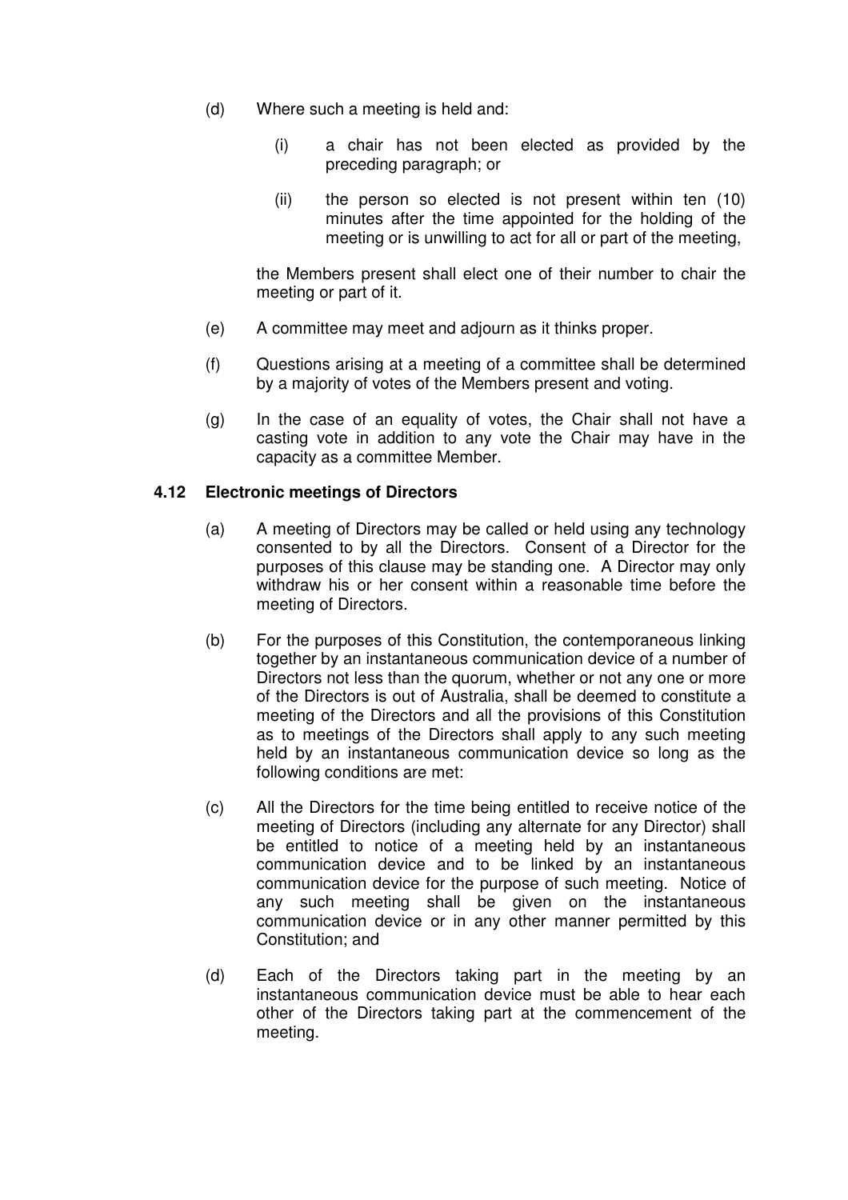(d) Where such a meeting is held and:

   (i) a chair has not been elected as provided by the preceding paragraph; or

   (ii) the person so elected is not present within ten (10) minutes after the time appointed for the holding of the meeting or is unwilling to act for all or part of the meeting,

   the Members present shall elect one of their number to chair the meeting or part of it.

(e) A committee may meet and adjourn as it thinks proper.

(f) Questions arising at a meeting of a committee shall be determined by a majority of votes of the Members present and voting.

(g) In the case of an equality of votes, the Chair shall not have a casting vote in addition to any vote the Chair may have in the capacity as a committee Member.

### 4.12 Electronic meetings of Directors

(a) A meeting of Directors may be called or held using any technology consented to by all the Directors. Consent of a Director for the purposes of this clause may be standing one. A Director may only withdraw his or her consent within a reasonable time before the meeting of Directors.

(b) For the purposes of this Constitution, the contemporaneous linking together by an instantaneous communication device of a number of Directors not less than the quorum, whether or not any one or more of the Directors is out of Australia, shall be deemed to constitute a meeting of the Directors and all the provisions of this Constitution as to meetings of the Directors shall apply to any such meeting held by an instantaneous communication device so long as the following conditions are met:

(c) All the Directors for the time being entitled to receive notice of the meeting of Directors (including any alternate for any Director) shall be entitled to notice of a meeting held by an instantaneous communication device and to be linked by an instantaneous communication device for the purpose of such meeting. Notice of any such meeting shall be given on the instantaneous communication device or in any other manner permitted by this Constitution; and

(d) Each of the Directors taking part in the meeting by an instantaneous communication device must be able to hear each other of the Directors taking part at the commencement of the meeting.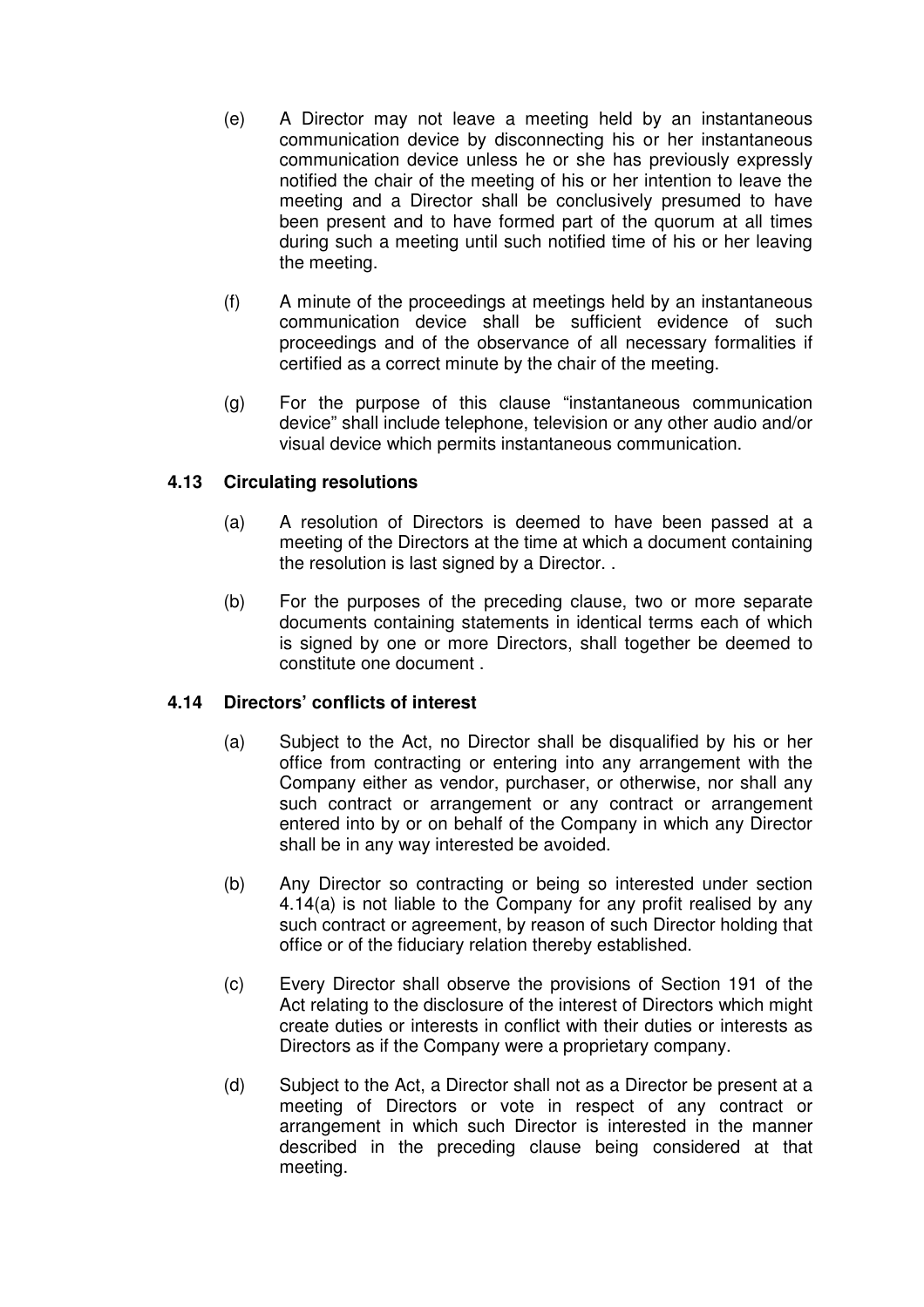(e) A Director may not leave a meeting held by an instantaneous communication device by disconnecting his or her instantaneous communication device unless he or she has previously expressly notified the chair of the meeting of his or her intention to leave the meeting and a Director shall be conclusively presumed to have been present and to have formed part of the quorum at all times during such a meeting until such notified time of his or her leaving the meeting.

(f) A minute of the proceedings at meetings held by an instantaneous communication device shall be sufficient evidence of such proceedings and of the observance of all necessary formalities if certified as a correct minute by the chair of the meeting.

(g) For the purpose of this clause "instantaneous communication device" shall include telephone, television or any other audio and/or visual device which permits instantaneous communication.

### 4.13 Circulating resolutions

(a) A resolution of Directors is deemed to have been passed at a meeting of the Directors at the time at which a document containing the resolution is last signed by a Director. .

(b) For the purposes of the preceding clause, two or more separate documents containing statements in identical terms each of which is signed by one or more Directors, shall together be deemed to constitute one document .

### 4.14 Directors' conflicts of interest

(a) Subject to the Act, no Director shall be disqualified by his or her office from contracting or entering into any arrangement with the Company either as vendor, purchaser, or otherwise, nor shall any such contract or arrangement or any contract or arrangement entered into by or on behalf of the Company in which any Director shall be in any way interested be avoided.

(b) Any Director so contracting or being so interested under section 4.14(a) is not liable to the Company for any profit realised by any such contract or agreement, by reason of such Director holding that office or of the fiduciary relation thereby established.

(c) Every Director shall observe the provisions of Section 191 of the Act relating to the disclosure of the interest of Directors which might create duties or interests in conflict with their duties or interests as Directors as if the Company were a proprietary company.

(d) Subject to the Act, a Director shall not as a Director be present at a meeting of Directors or vote in respect of any contract or arrangement in which such Director is interested in the manner described in the preceding clause being considered at that meeting.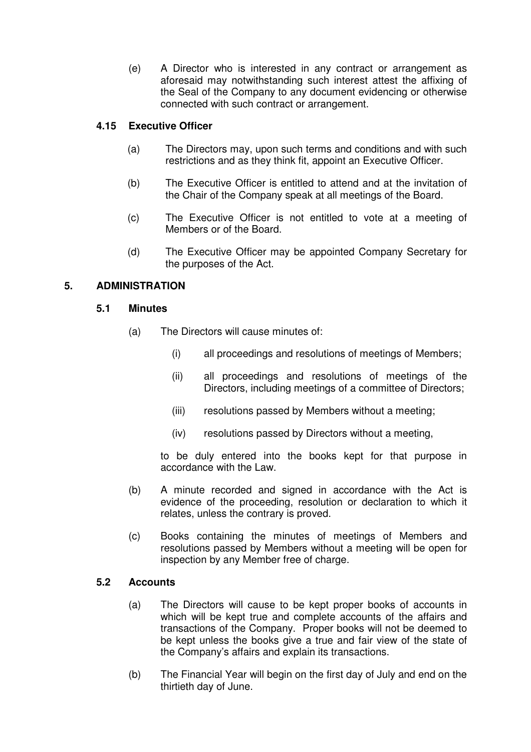(e) A Director who is interested in any contract or arrangement as aforesaid may notwithstanding such interest attest the affixing of the Seal of the Company to any document evidencing or otherwise connected with such contract or arrangement.

### 4.15 Executive Officer

(a) The Directors may, upon such terms and conditions and with such restrictions and as they think fit, appoint an Executive Officer.

(b) The Executive Officer is entitled to attend and at the invitation of the Chair of the Company speak at all meetings of the Board.

(c) The Executive Officer is not entitled to vote at a meeting of Members or of the Board.

(d) The Executive Officer may be appointed Company Secretary for the purposes of the Act.

## 5. ADMINISTRATION

### 5.1 Minutes

(a) The Directors will cause minutes of:

(i) all proceedings and resolutions of meetings of Members;

(ii) all proceedings and resolutions of meetings of the Directors, including meetings of a committee of Directors;

(iii) resolutions passed by Members without a meeting;

(iv) resolutions passed by Directors without a meeting,

to be duly entered into the books kept for that purpose in accordance with the Law.

(b) A minute recorded and signed in accordance with the Act is evidence of the proceeding, resolution or declaration to which it relates, unless the contrary is proved.

(c) Books containing the minutes of meetings of Members and resolutions passed by Members without a meeting will be open for inspection by any Member free of charge.

### 5.2 Accounts

(a) The Directors will cause to be kept proper books of accounts in which will be kept true and complete accounts of the affairs and transactions of the Company. Proper books will not be deemed to be kept unless the books give a true and fair view of the state of the Company's affairs and explain its transactions.

(b) The Financial Year will begin on the first day of July and end on the thirtieth day of June.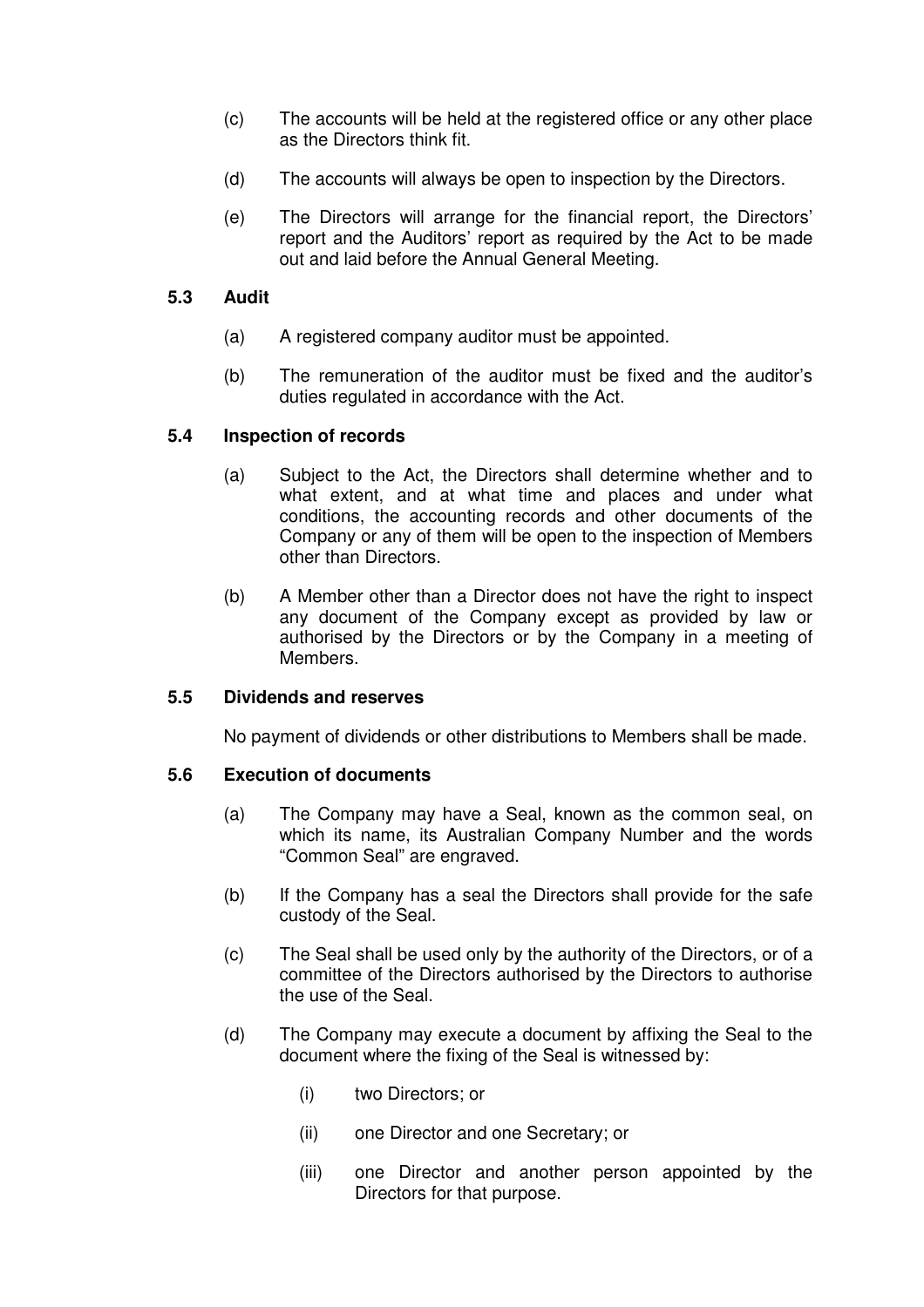(c) The accounts will be held at the registered office or any other place as the Directors think fit.

(d) The accounts will always be open to inspection by the Directors.

(e) The Directors will arrange for the financial report, the Directors' report and the Auditors' report as required by the Act to be made out and laid before the Annual General Meeting.

### 5.3 Audit

(a) A registered company auditor must be appointed.

(b) The remuneration of the auditor must be fixed and the auditor's duties regulated in accordance with the Act.

### 5.4 Inspection of records

(a) Subject to the Act, the Directors shall determine whether and to what extent, and at what time and places and under what conditions, the accounting records and other documents of the Company or any of them will be open to the inspection of Members other than Directors.

(b) A Member other than a Director does not have the right to inspect any document of the Company except as provided by law or authorised by the Directors or by the Company in a meeting of Members.

### 5.5 Dividends and reserves

No payment of dividends or other distributions to Members shall be made.

### 5.6 Execution of documents

(a) The Company may have a Seal, known as the common seal, on which its name, its Australian Company Number and the words "Common Seal" are engraved.

(b) If the Company has a seal the Directors shall provide for the safe custody of the Seal.

(c) The Seal shall be used only by the authority of the Directors, or of a committee of the Directors authorised by the Directors to authorise the use of the Seal.

(d) The Company may execute a document by affixing the Seal to the document where the fixing of the Seal is witnessed by:

  (i) two Directors; or

  (ii) one Director and one Secretary; or

  (iii) one Director and another person appointed by the Directors for that purpose.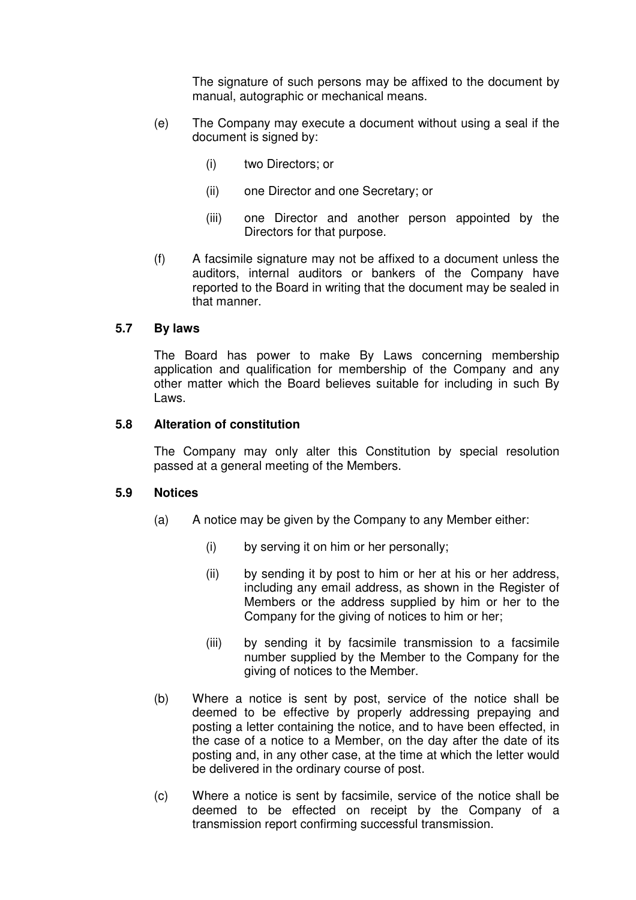The signature of such persons may be affixed to the document by manual, autographic or mechanical means.

(e) The Company may execute a document without using a seal if the document is signed by:

  (i) two Directors; or

  (ii) one Director and one Secretary; or

  (iii) one Director and another person appointed by the Directors for that purpose.

(f) A facsimile signature may not be affixed to a document unless the auditors, internal auditors or bankers of the Company have reported to the Board in writing that the document may be sealed in that manner.

### 5.7 By laws

The Board has power to make By Laws concerning membership application and qualification for membership of the Company and any other matter which the Board believes suitable for including in such By Laws.

### 5.8 Alteration of constitution

The Company may only alter this Constitution by special resolution passed at a general meeting of the Members.

### 5.9 Notices

(a) A notice may be given by the Company to any Member either:

  (i) by serving it on him or her personally;

  (ii) by sending it by post to him or her at his or her address, including any email address, as shown in the Register of Members or the address supplied by him or her to the Company for the giving of notices to him or her;

  (iii) by sending it by facsimile transmission to a facsimile number supplied by the Member to the Company for the giving of notices to the Member.

(b) Where a notice is sent by post, service of the notice shall be deemed to be effective by properly addressing prepaying and posting a letter containing the notice, and to have been effected, in the case of a notice to a Member, on the day after the date of its posting and, in any other case, at the time at which the letter would be delivered in the ordinary course of post.

(c) Where a notice is sent by facsimile, service of the notice shall be deemed to be effected on receipt by the Company of a transmission report confirming successful transmission.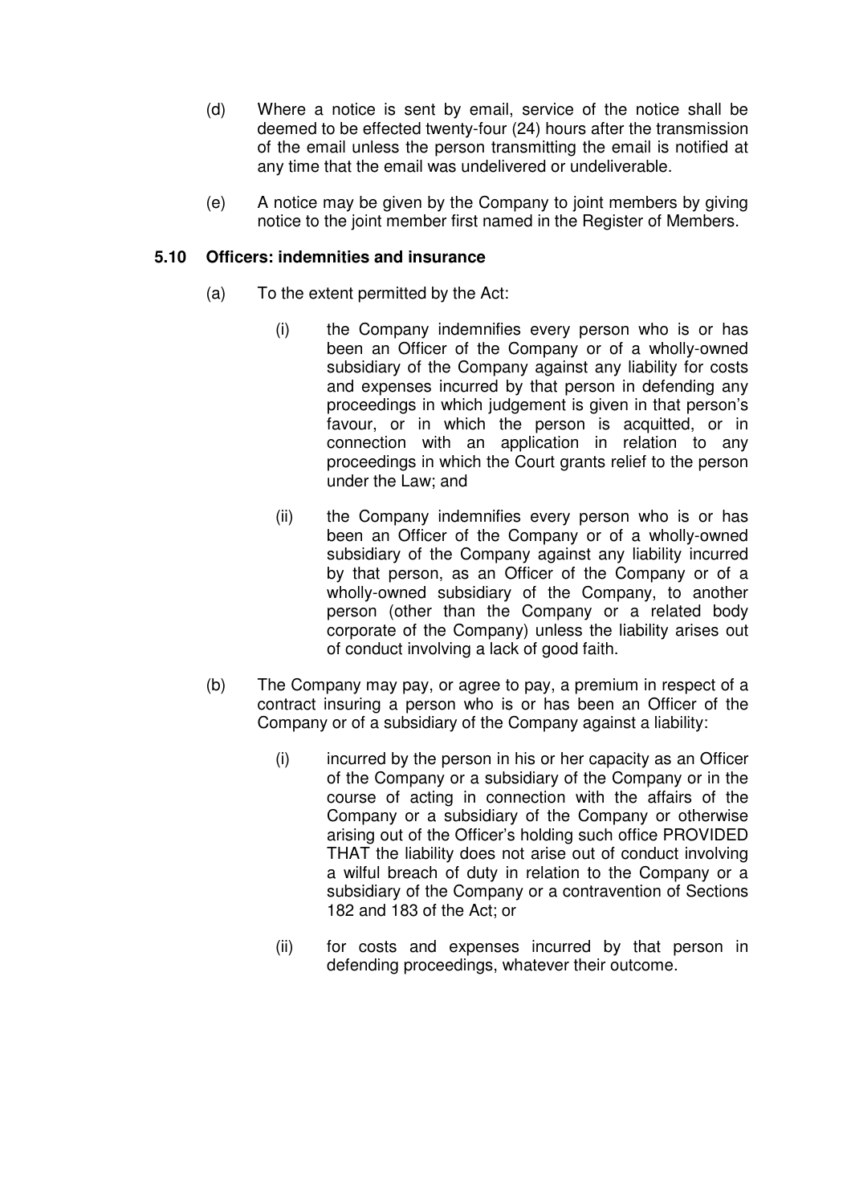(d) Where a notice is sent by email, service of the notice shall be deemed to be effected twenty-four (24) hours after the transmission of the email unless the person transmitting the email is notified at any time that the email was undelivered or undeliverable.

(e) A notice may be given by the Company to joint members by giving notice to the joint member first named in the Register of Members.

### 5.10 Officers: indemnities and insurance

(a) To the extent permitted by the Act:

(i) the Company indemnifies every person who is or has been an Officer of the Company or of a wholly-owned subsidiary of the Company against any liability for costs and expenses incurred by that person in defending any proceedings in which judgement is given in that person's favour, or in which the person is acquitted, or in connection with an application in relation to any proceedings in which the Court grants relief to the person under the Law; and

(ii) the Company indemnifies every person who is or has been an Officer of the Company or of a wholly-owned subsidiary of the Company against any liability incurred by that person, as an Officer of the Company or of a wholly-owned subsidiary of the Company, to another person (other than the Company or a related body corporate of the Company) unless the liability arises out of conduct involving a lack of good faith.

(b) The Company may pay, or agree to pay, a premium in respect of a contract insuring a person who is or has been an Officer of the Company or of a subsidiary of the Company against a liability:

(i) incurred by the person in his or her capacity as an Officer of the Company or a subsidiary of the Company or in the course of acting in connection with the affairs of the Company or a subsidiary of the Company or otherwise arising out of the Officer's holding such office PROVIDED THAT the liability does not arise out of conduct involving a wilful breach of duty in relation to the Company or a subsidiary of the Company or a contravention of Sections 182 and 183 of the Act; or

(ii) for costs and expenses incurred by that person in defending proceedings, whatever their outcome.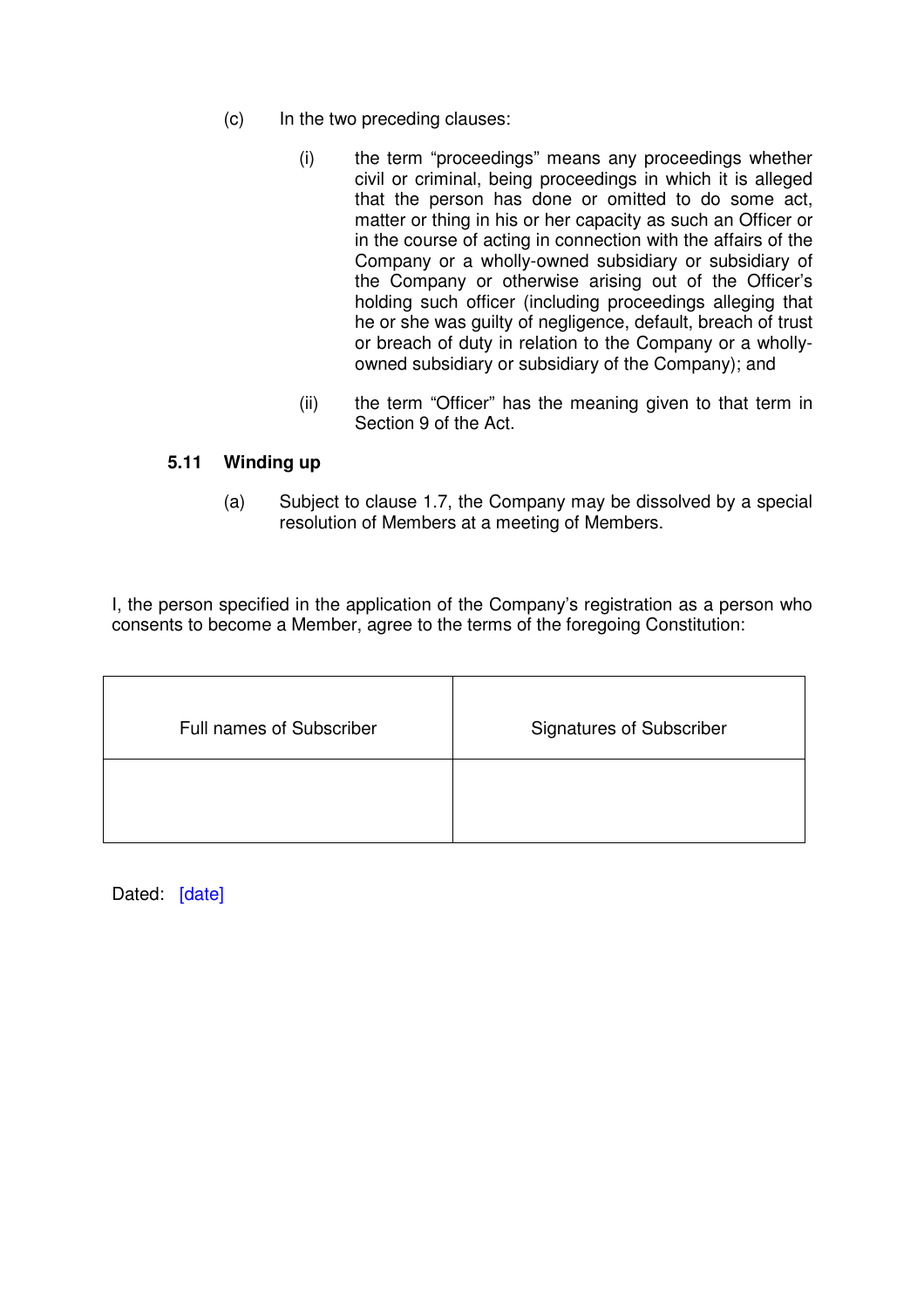(c) In the two preceding clauses:

   (i) the term “proceedings” means any proceedings whether civil or criminal, being proceedings in which it is alleged that the person has done or omitted to do some act, matter or thing in his or her capacity as such an Officer or in the course of acting in connection with the affairs of the Company or a wholly-owned subsidiary or subsidiary of the Company or otherwise arising out of the Officer's holding such officer (including proceedings alleging that he or she was guilty of negligence, default, breach of trust or breach of duty in relation to the Company or a wholly-owned subsidiary or subsidiary of the Company); and

   (ii) the term “Officer” has the meaning given to that term in Section 9 of the Act.

### 5.11 Winding up

(a) Subject to clause 1.7, the Company may be dissolved by a special resolution of Members at a meeting of Members.

I, the person specified in the application of the Company's registration as a person who consents to become a Member, agree to the terms of the foregoing Constitution:

| Full names of Subscriber | Signatures of Subscriber |
|---|---|
| | |

Dated: [date]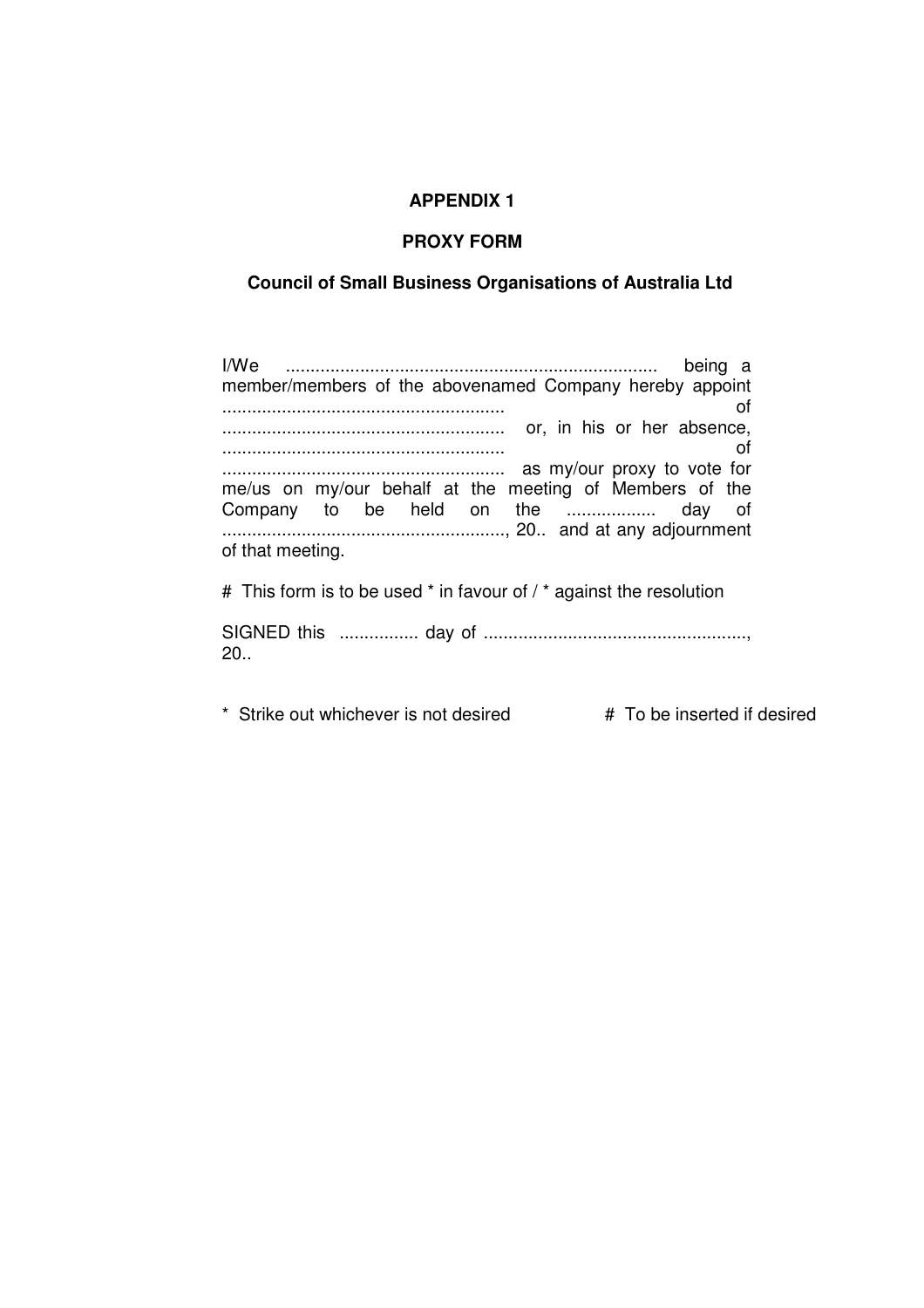**APPENDIX 1**

**PROXY FORM**

**Council of Small Business Organisations of Australia Ltd**

I/We ........................................................................... being a member/members of the abovenamed Company hereby appoint ......................................................... of ......................................................... or, in his or her absence, ......................................................... of ......................................................... as my/our proxy to vote for me/us on my/our behalf at the meeting of Members of the Company to be held on the .................. day of ........................................................., 20.. and at any adjournment of that meeting.

# This form is to be used * in favour of / * against the resolution

SIGNED this ................ day of ....................................................., 20..

* Strike out whichever is not desired # To be inserted if desired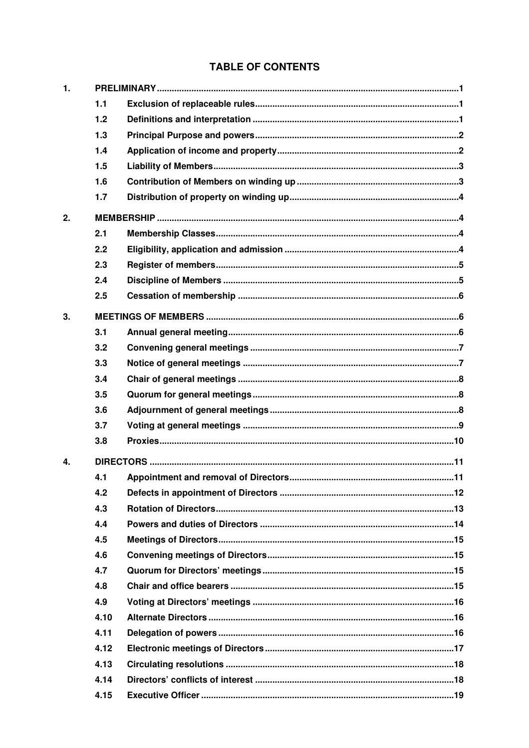## TABLE OF CONTENTS

| | | | |
|---|---|---|---|
| **1.** | **PRELIMINARY** | | **1** |
| | **1.1** | **Exclusion of replaceable rules** | **1** |
| | **1.2** | **Definitions and interpretation** | **1** |
| | **1.3** | **Principal Purpose and powers** | **2** |
| | **1.4** | **Application of income and property** | **2** |
| | **1.5** | **Liability of Members** | **3** |
| | **1.6** | **Contribution of Members on winding up** | **3** |
| | **1.7** | **Distribution of property on winding up** | **4** |
| **2.** | **MEMBERSHIP** | | **4** |
| | **2.1** | **Membership Classes** | **4** |
| | **2.2** | **Eligibility, application and admission** | **4** |
| | **2.3** | **Register of members** | **5** |
| | **2.4** | **Discipline of Members** | **5** |
| | **2.5** | **Cessation of membership** | **6** |
| **3.** | **MEETINGS OF MEMBERS** | | **6** |
| | **3.1** | **Annual general meeting** | **6** |
| | **3.2** | **Convening general meetings** | **7** |
| | **3.3** | **Notice of general meetings** | **7** |
| | **3.4** | **Chair of general meetings** | **8** |
| | **3.5** | **Quorum for general meetings** | **8** |
| | **3.6** | **Adjournment of general meetings** | **8** |
| | **3.7** | **Voting at general meetings** | **9** |
| | **3.8** | **Proxies** | **10** |
| **4.** | **DIRECTORS** | | **11** |
| | **4.1** | **Appointment and removal of Directors** | **11** |
| | **4.2** | **Defects in appointment of Directors** | **12** |
| | **4.3** | **Rotation of Directors** | **13** |
| | **4.4** | **Powers and duties of Directors** | **14** |
| | **4.5** | **Meetings of Directors** | **15** |
| | **4.6** | **Convening meetings of Directors** | **15** |
| | **4.7** | **Quorum for Directors' meetings** | **15** |
| | **4.8** | **Chair and office bearers** | **15** |
| | **4.9** | **Voting at Directors' meetings** | **16** |
| | **4.10** | **Alternate Directors** | **16** |
| | **4.11** | **Delegation of powers** | **16** |
| | **4.12** | **Electronic meetings of Directors** | **17** |
| | **4.13** | **Circulating resolutions** | **18** |
| | **4.14** | **Directors' conflicts of interest** | **18** |
| | **4.15** | **Executive Officer** | **19** |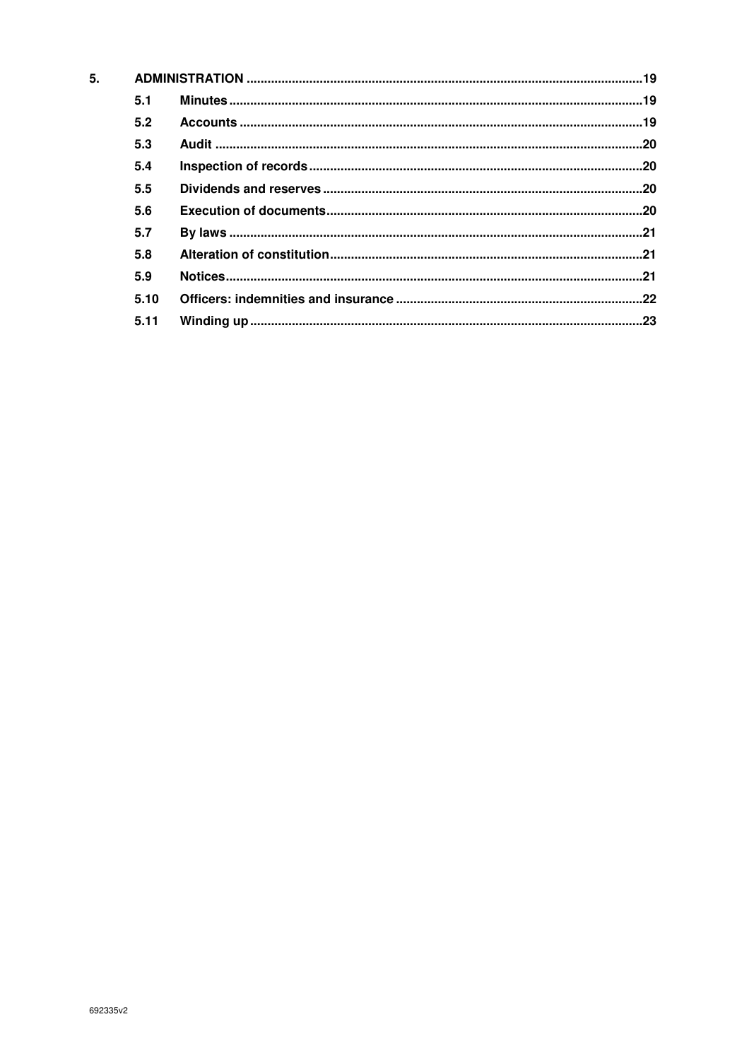5. ADMINISTRATION ....................................................................................................19

- 5.1 Minutes ....................................................................................................19
- 5.2 Accounts ....................................................................................................19
- 5.3 Audit ....................................................................................................20
- 5.4 Inspection of records ....................................................................................................20
- 5.5 Dividends and reserves ....................................................................................................20
- 5.6 Execution of documents ....................................................................................................20
- 5.7 By laws ....................................................................................................21
- 5.8 Alteration of constitution ....................................................................................................21
- 5.9 Notices ....................................................................................................21
- 5.10 Officers: indemnities and insurance ....................................................................................................22
- 5.11 Winding up ....................................................................................................23

692335v2